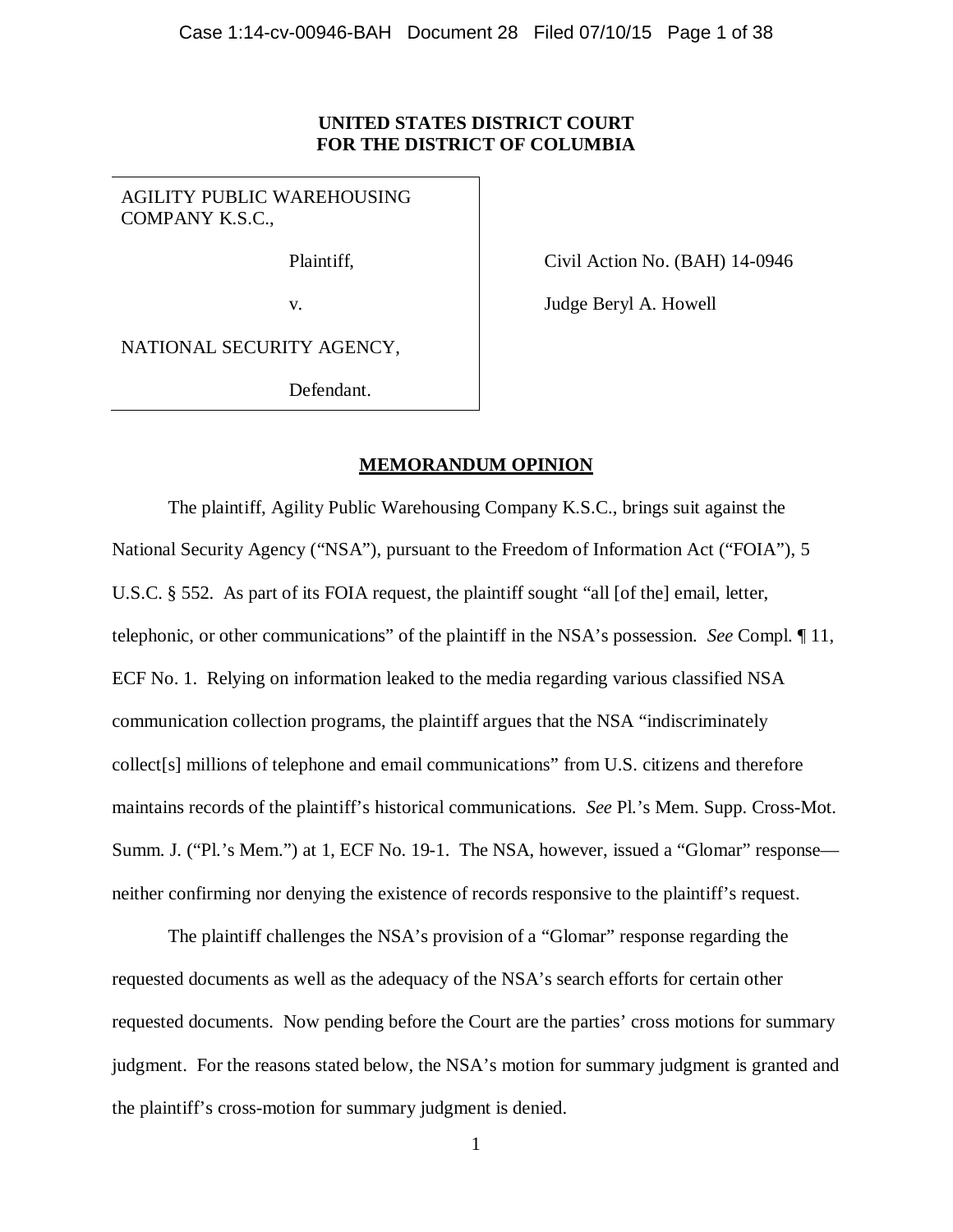**UNITED STATES DISTRICT COURT**
**FOR THE DISTRICT OF COLUMBIA**

| | |
|---|---|
| AGILITY PUBLIC WAREHOUSING COMPANY K.S.C., | |
| Plaintiff, | Civil Action No. (BAH) 14-0946 |
| v. | Judge Beryl A. Howell |
| NATIONAL SECURITY AGENCY, | |
| Defendant. | |

**MEMORANDUM OPINION**

The plaintiff, Agility Public Warehousing Company K.S.C., brings suit against the National Security Agency ("NSA"), pursuant to the Freedom of Information Act ("FOIA"), 5 U.S.C. § 552. As part of its FOIA request, the plaintiff sought "all [of the] email, letter, telephonic, or other communications" of the plaintiff in the NSA's possession. *See* Compl. ¶ 11, ECF No. 1. Relying on information leaked to the media regarding various classified NSA communication collection programs, the plaintiff argues that the NSA "indiscriminately collect[s] millions of telephone and email communications" from U.S. citizens and therefore maintains records of the plaintiff's historical communications. *See* Pl.'s Mem. Supp. Cross-Mot. Summ. J. ("Pl.'s Mem.") at 1, ECF No. 19-1. The NSA, however, issued a "Glomar" response—neither confirming nor denying the existence of records responsive to the plaintiff's request.

The plaintiff challenges the NSA's provision of a "Glomar" response regarding the requested documents as well as the adequacy of the NSA's search efforts for certain other requested documents. Now pending before the Court are the parties' cross motions for summary judgment. For the reasons stated below, the NSA's motion for summary judgment is granted and the plaintiff's cross-motion for summary judgment is denied.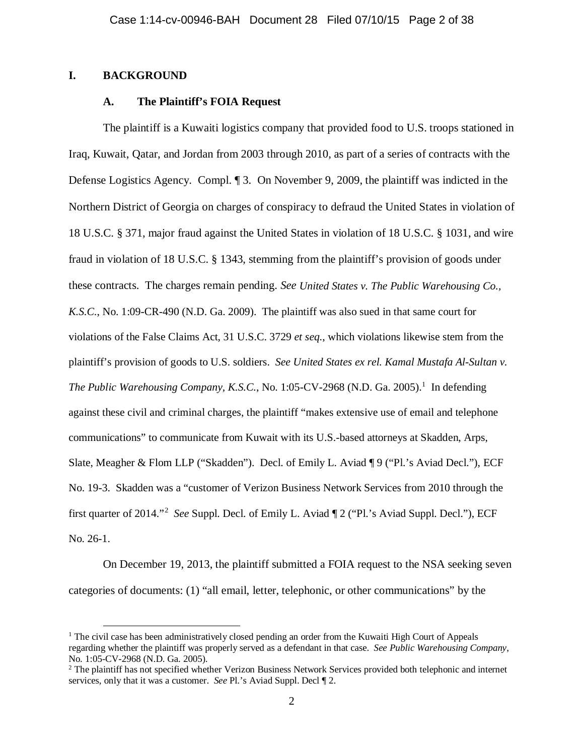## I. BACKGROUND

### A. The Plaintiff's FOIA Request

The plaintiff is a Kuwaiti logistics company that provided food to U.S. troops stationed in Iraq, Kuwait, Qatar, and Jordan from 2003 through 2010, as part of a series of contracts with the Defense Logistics Agency. Compl. ¶ 3. On November 9, 2009, the plaintiff was indicted in the Northern District of Georgia on charges of conspiracy to defraud the United States in violation of 18 U.S.C. § 371, major fraud against the United States in violation of 18 U.S.C. § 1031, and wire fraud in violation of 18 U.S.C. § 1343, stemming from the plaintiff's provision of goods under these contracts. The charges remain pending. *See United States v. The Public Warehousing Co., K.S.C.*, No. 1:09-CR-490 (N.D. Ga. 2009). The plaintiff was also sued in that same court for violations of the False Claims Act, 31 U.S.C. 3729 *et seq.*, which violations likewise stem from the plaintiff's provision of goods to U.S. soldiers. *See United States ex rel. Kamal Mustafa Al-Sultan v. The Public Warehousing Company, K.S.C.*, No. 1:05-CV-2968 (N.D. Ga. 2005).[1] In defending against these civil and criminal charges, the plaintiff "makes extensive use of email and telephone communications" to communicate from Kuwait with its U.S.-based attorneys at Skadden, Arps, Slate, Meagher & Flom LLP ("Skadden"). Decl. of Emily L. Aviad ¶ 9 ("Pl.'s Aviad Decl."), ECF No. 19-3. Skadden was a "customer of Verizon Business Network Services from 2010 through the first quarter of 2014."[2] *See* Suppl. Decl. of Emily L. Aviad ¶ 2 ("Pl.'s Aviad Suppl. Decl."), ECF No. 26-1.

On December 19, 2013, the plaintiff submitted a FOIA request to the NSA seeking seven categories of documents: (1) "all email, letter, telephonic, or other communications" by the

---

[1] The civil case has been administratively closed pending an order from the Kuwaiti High Court of Appeals regarding whether the plaintiff was properly served as a defendant in that case. *See Public Warehousing Company*, No. 1:05-CV-2968 (N.D. Ga. 2005).

[2] The plaintiff has not specified whether Verizon Business Network Services provided both telephonic and internet services, only that it was a customer. *See* Pl.'s Aviad Suppl. Decl ¶ 2.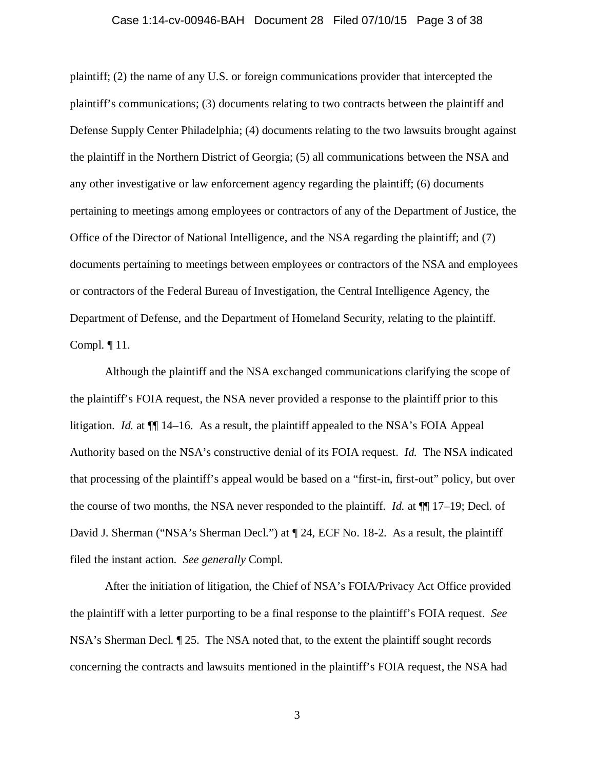plaintiff; (2) the name of any U.S. or foreign communications provider that intercepted the plaintiff's communications; (3) documents relating to two contracts between the plaintiff and Defense Supply Center Philadelphia; (4) documents relating to the two lawsuits brought against the plaintiff in the Northern District of Georgia; (5) all communications between the NSA and any other investigative or law enforcement agency regarding the plaintiff; (6) documents pertaining to meetings among employees or contractors of any of the Department of Justice, the Office of the Director of National Intelligence, and the NSA regarding the plaintiff; and (7) documents pertaining to meetings between employees or contractors of the NSA and employees or contractors of the Federal Bureau of Investigation, the Central Intelligence Agency, the Department of Defense, and the Department of Homeland Security, relating to the plaintiff. Compl. ¶ 11.

Although the plaintiff and the NSA exchanged communications clarifying the scope of the plaintiff's FOIA request, the NSA never provided a response to the plaintiff prior to this litigation. *Id.* at ¶¶ 14–16. As a result, the plaintiff appealed to the NSA's FOIA Appeal Authority based on the NSA's constructive denial of its FOIA request. *Id.* The NSA indicated that processing of the plaintiff's appeal would be based on a "first-in, first-out" policy, but over the course of two months, the NSA never responded to the plaintiff. *Id.* at ¶¶ 17–19; Decl. of David J. Sherman ("NSA's Sherman Decl.") at ¶ 24, ECF No. 18-2. As a result, the plaintiff filed the instant action. *See generally* Compl.

After the initiation of litigation, the Chief of NSA's FOIA/Privacy Act Office provided the plaintiff with a letter purporting to be a final response to the plaintiff's FOIA request. *See* NSA's Sherman Decl. ¶ 25. The NSA noted that, to the extent the plaintiff sought records concerning the contracts and lawsuits mentioned in the plaintiff's FOIA request, the NSA had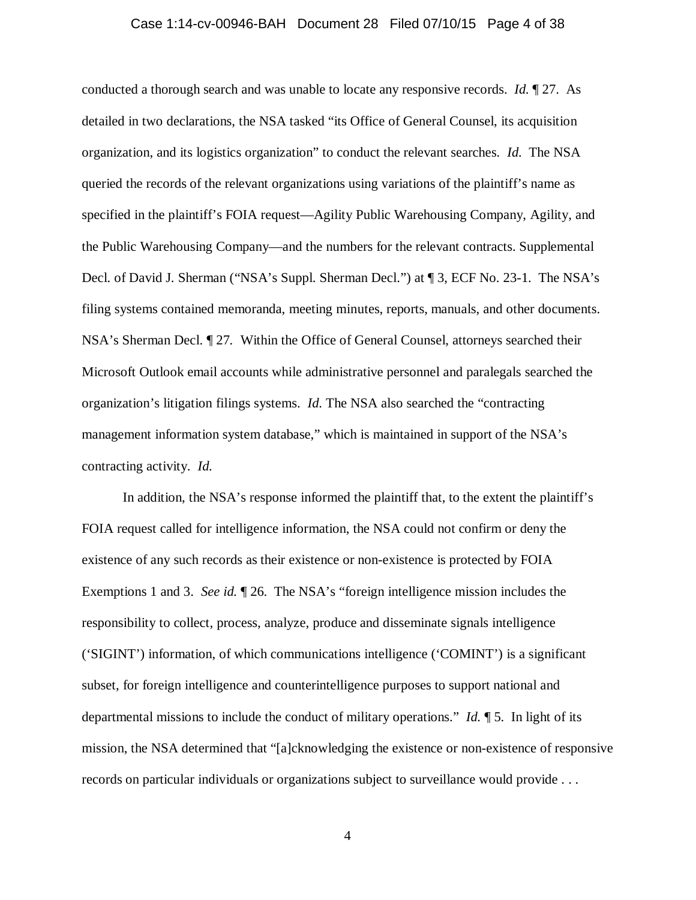conducted a thorough search and was unable to locate any responsive records. *Id.* ¶ 27. As detailed in two declarations, the NSA tasked "its Office of General Counsel, its acquisition organization, and its logistics organization" to conduct the relevant searches. *Id.* The NSA queried the records of the relevant organizations using variations of the plaintiff's name as specified in the plaintiff's FOIA request—Agility Public Warehousing Company, Agility, and the Public Warehousing Company—and the numbers for the relevant contracts. Supplemental Decl. of David J. Sherman ("NSA's Suppl. Sherman Decl.") at ¶ 3, ECF No. 23-1. The NSA's filing systems contained memoranda, meeting minutes, reports, manuals, and other documents. NSA's Sherman Decl. ¶ 27. Within the Office of General Counsel, attorneys searched their Microsoft Outlook email accounts while administrative personnel and paralegals searched the organization's litigation filings systems. *Id.* The NSA also searched the "contracting management information system database," which is maintained in support of the NSA's contracting activity. *Id.*

In addition, the NSA's response informed the plaintiff that, to the extent the plaintiff's FOIA request called for intelligence information, the NSA could not confirm or deny the existence of any such records as their existence or non-existence is protected by FOIA Exemptions 1 and 3. *See id.* ¶ 26. The NSA's "foreign intelligence mission includes the responsibility to collect, process, analyze, produce and disseminate signals intelligence ('SIGINT') information, of which communications intelligence ('COMINT') is a significant subset, for foreign intelligence and counterintelligence purposes to support national and departmental missions to include the conduct of military operations." *Id.* ¶ 5. In light of its mission, the NSA determined that "[a]cknowledging the existence or non-existence of responsive records on particular individuals or organizations subject to surveillance would provide . . .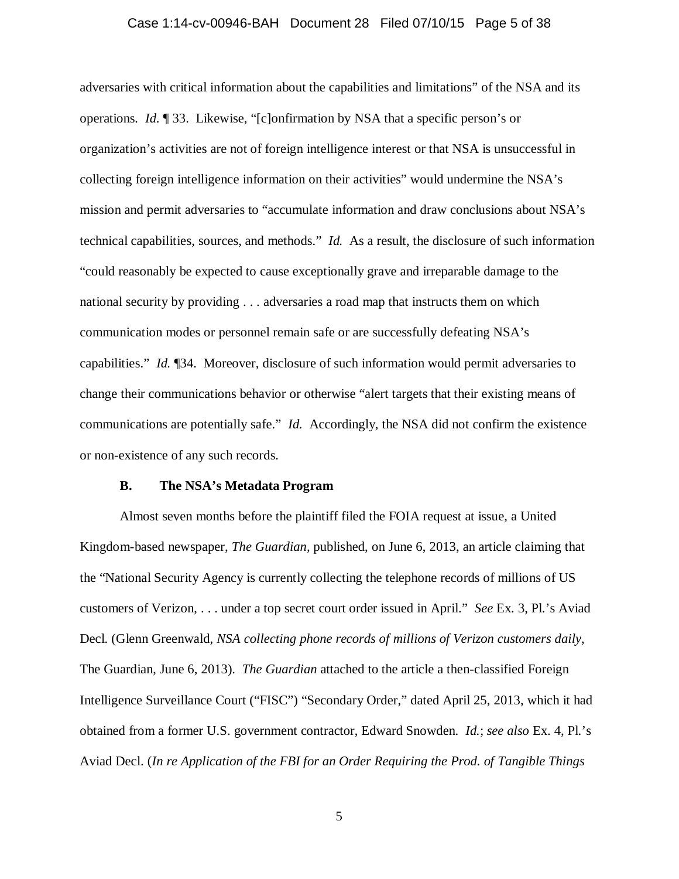adversaries with critical information about the capabilities and limitations" of the NSA and its operations. *Id.* ¶ 33. Likewise, "[c]onfirmation by NSA that a specific person's or organization's activities are not of foreign intelligence interest or that NSA is unsuccessful in collecting foreign intelligence information on their activities" would undermine the NSA's mission and permit adversaries to "accumulate information and draw conclusions about NSA's technical capabilities, sources, and methods." *Id.* As a result, the disclosure of such information "could reasonably be expected to cause exceptionally grave and irreparable damage to the national security by providing . . . adversaries a road map that instructs them on which communication modes or personnel remain safe or are successfully defeating NSA's capabilities." *Id.* ¶34. Moreover, disclosure of such information would permit adversaries to change their communications behavior or otherwise "alert targets that their existing means of communications are potentially safe." *Id.* Accordingly, the NSA did not confirm the existence or non-existence of any such records.

### B. The NSA's Metadata Program

Almost seven months before the plaintiff filed the FOIA request at issue, a United Kingdom-based newspaper, *The Guardian,* published, on June 6, 2013, an article claiming that the "National Security Agency is currently collecting the telephone records of millions of US customers of Verizon, . . . under a top secret court order issued in April." *See* Ex. 3, Pl.'s Aviad Decl. (Glenn Greenwald, *NSA collecting phone records of millions of Verizon customers daily*, The Guardian, June 6, 2013). *The Guardian* attached to the article a then-classified Foreign Intelligence Surveillance Court ("FISC") "Secondary Order," dated April 25, 2013, which it had obtained from a former U.S. government contractor, Edward Snowden. *Id.*; *see also* Ex. 4, Pl.'s Aviad Decl. (*In re Application of the FBI for an Order Requiring the Prod. of Tangible Things*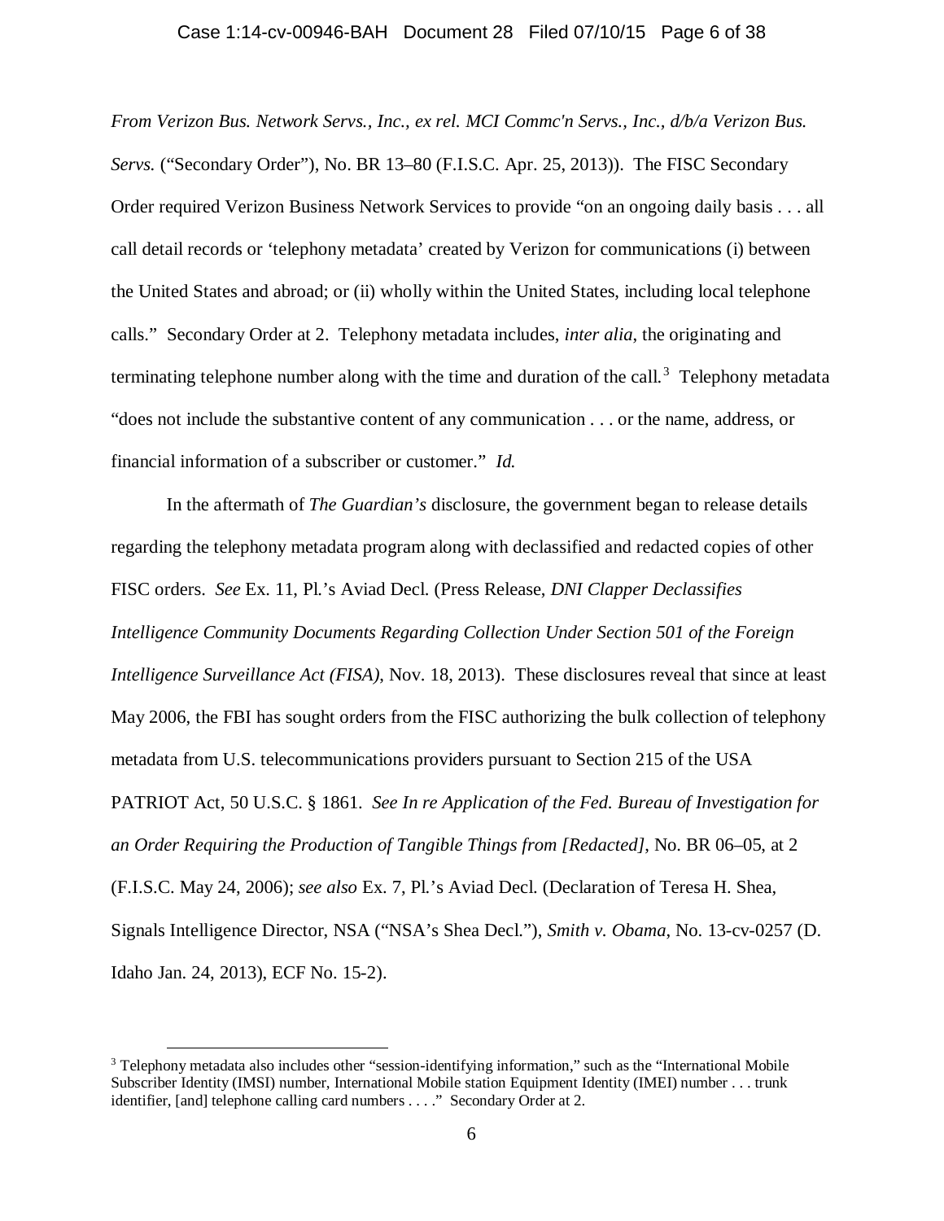*From Verizon Bus. Network Servs., Inc., ex rel. MCI Commc'n Servs., Inc., d/b/a Verizon Bus. Servs.* ("Secondary Order"), No. BR 13–80 (F.I.S.C. Apr. 25, 2013)). The FISC Secondary Order required Verizon Business Network Services to provide "on an ongoing daily basis . . . all call detail records or 'telephony metadata' created by Verizon for communications (i) between the United States and abroad; or (ii) wholly within the United States, including local telephone calls." Secondary Order at 2. Telephony metadata includes, *inter alia*, the originating and terminating telephone number along with the time and duration of the call.[3] Telephony metadata "does not include the substantive content of any communication . . . or the name, address, or financial information of a subscriber or customer." *Id.*

In the aftermath of *The Guardian's* disclosure, the government began to release details regarding the telephony metadata program along with declassified and redacted copies of other FISC orders. *See* Ex. 11, Pl.'s Aviad Decl. (Press Release, *DNI Clapper Declassifies Intelligence Community Documents Regarding Collection Under Section 501 of the Foreign Intelligence Surveillance Act (FISA)*, Nov. 18, 2013). These disclosures reveal that since at least May 2006, the FBI has sought orders from the FISC authorizing the bulk collection of telephony metadata from U.S. telecommunications providers pursuant to Section 215 of the USA PATRIOT Act, 50 U.S.C. § 1861. *See In re Application of the Fed. Bureau of Investigation for an Order Requiring the Production of Tangible Things from [Redacted]*, No. BR 06–05, at 2 (F.I.S.C. May 24, 2006); *see also* Ex. 7, Pl.'s Aviad Decl. (Declaration of Teresa H. Shea, Signals Intelligence Director, NSA ("NSA's Shea Decl."), *Smith v. Obama*, No. 13-cv-0257 (D. Idaho Jan. 24, 2013), ECF No. 15-2).

---

[3] Telephony metadata also includes other "session-identifying information," such as the "International Mobile Subscriber Identity (IMSI) number, International Mobile station Equipment Identity (IMEI) number . . . trunk identifier, [and] telephone calling card numbers . . . ." Secondary Order at 2.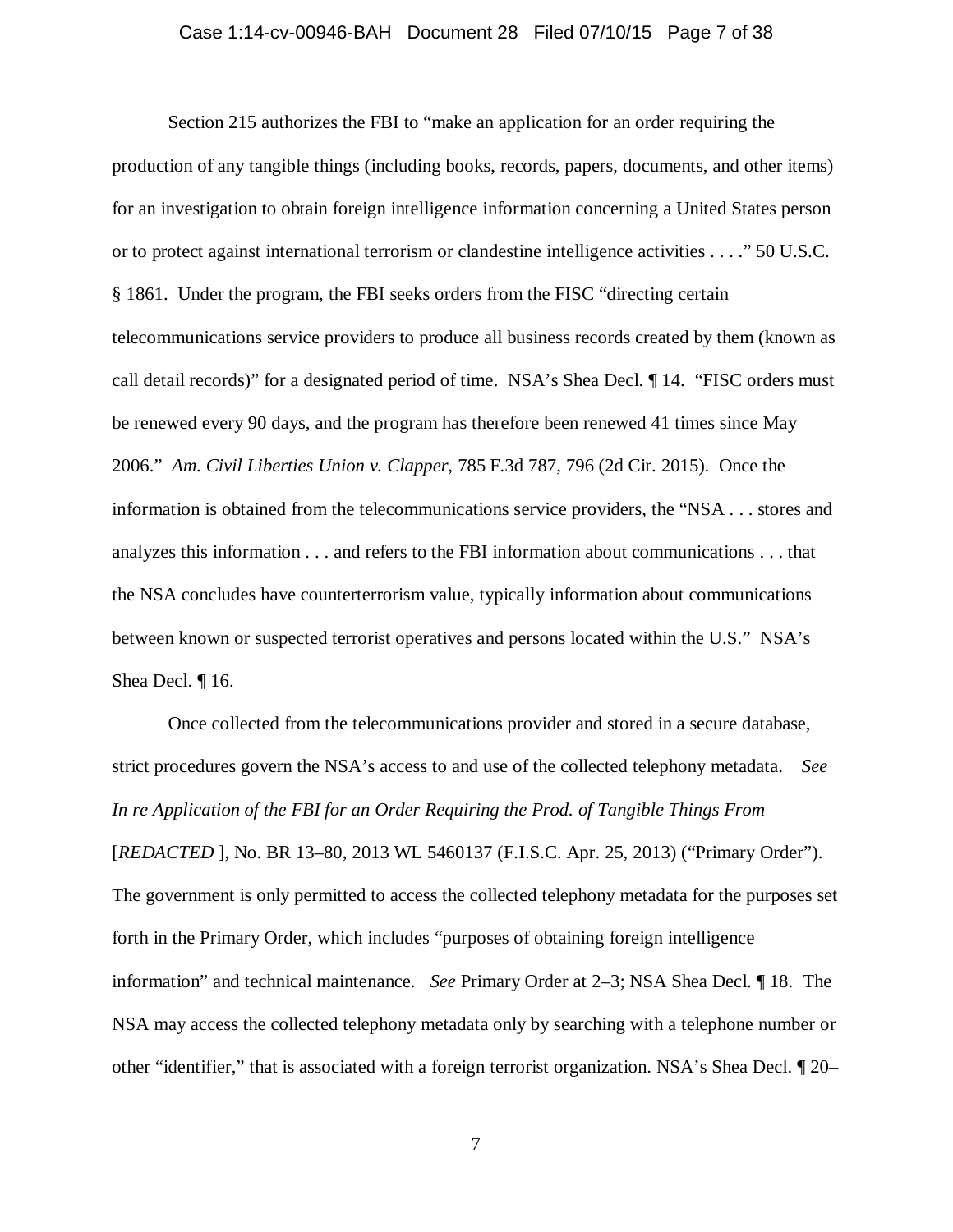Section 215 authorizes the FBI to "make an application for an order requiring the production of any tangible things (including books, records, papers, documents, and other items) for an investigation to obtain foreign intelligence information concerning a United States person or to protect against international terrorism or clandestine intelligence activities . . . ." 50 U.S.C. § 1861. Under the program, the FBI seeks orders from the FISC "directing certain telecommunications service providers to produce all business records created by them (known as call detail records)" for a designated period of time. NSA's Shea Decl. ¶ 14. "FISC orders must be renewed every 90 days, and the program has therefore been renewed 41 times since May 2006." *Am. Civil Liberties Union v. Clapper*, 785 F.3d 787, 796 (2d Cir. 2015). Once the information is obtained from the telecommunications service providers, the "NSA . . . stores and analyzes this information . . . and refers to the FBI information about communications . . . that the NSA concludes have counterterrorism value, typically information about communications between known or suspected terrorist operatives and persons located within the U.S." NSA's Shea Decl. ¶ 16.

Once collected from the telecommunications provider and stored in a secure database, strict procedures govern the NSA's access to and use of the collected telephony metadata. *See In re Application of the FBI for an Order Requiring the Prod. of Tangible Things From* [*REDACTED* ], No. BR 13–80, 2013 WL 5460137 (F.I.S.C. Apr. 25, 2013) ("Primary Order"). The government is only permitted to access the collected telephony metadata for the purposes set forth in the Primary Order, which includes "purposes of obtaining foreign intelligence information" and technical maintenance. *See* Primary Order at 2–3; NSA Shea Decl. ¶ 18. The NSA may access the collected telephony metadata only by searching with a telephone number or other "identifier," that is associated with a foreign terrorist organization. NSA's Shea Decl. ¶ 20–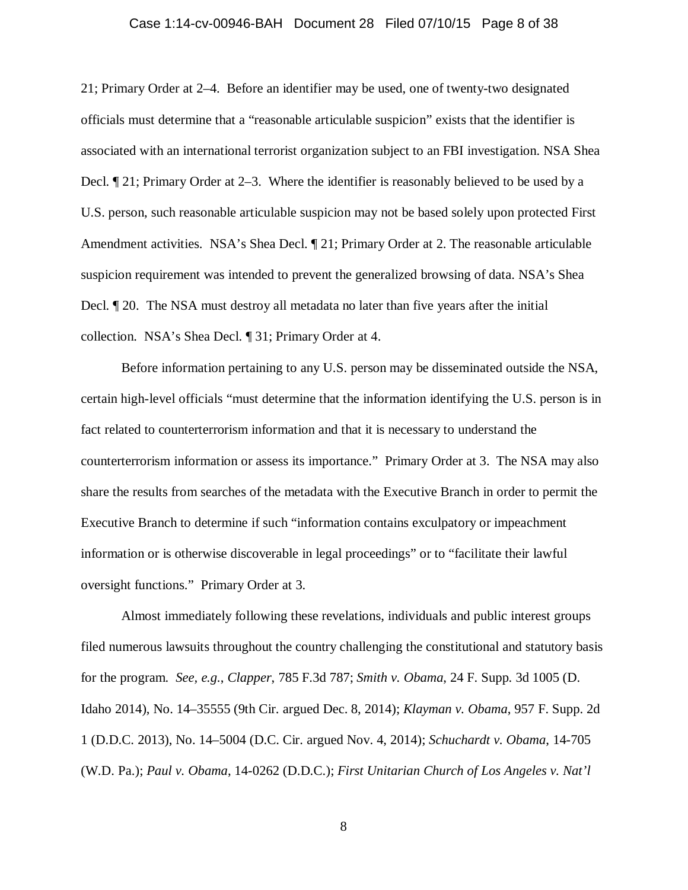21; Primary Order at 2–4. Before an identifier may be used, one of twenty-two designated officials must determine that a "reasonable articulable suspicion" exists that the identifier is associated with an international terrorist organization subject to an FBI investigation. NSA Shea Decl. ¶ 21; Primary Order at 2–3. Where the identifier is reasonably believed to be used by a U.S. person, such reasonable articulable suspicion may not be based solely upon protected First Amendment activities. NSA's Shea Decl. ¶ 21; Primary Order at 2. The reasonable articulable suspicion requirement was intended to prevent the generalized browsing of data. NSA's Shea Decl. ¶ 20. The NSA must destroy all metadata no later than five years after the initial collection. NSA's Shea Decl. ¶ 31; Primary Order at 4.

Before information pertaining to any U.S. person may be disseminated outside the NSA, certain high-level officials "must determine that the information identifying the U.S. person is in fact related to counterterrorism information and that it is necessary to understand the counterterrorism information or assess its importance." Primary Order at 3. The NSA may also share the results from searches of the metadata with the Executive Branch in order to permit the Executive Branch to determine if such "information contains exculpatory or impeachment information or is otherwise discoverable in legal proceedings" or to "facilitate their lawful oversight functions." Primary Order at 3.

Almost immediately following these revelations, individuals and public interest groups filed numerous lawsuits throughout the country challenging the constitutional and statutory basis for the program. *See, e.g.*, *Clapper*, 785 F.3d 787; *Smith v. Obama*, 24 F. Supp. 3d 1005 (D. Idaho 2014), No. 14–35555 (9th Cir. argued Dec. 8, 2014); *Klayman v. Obama*, 957 F. Supp. 2d 1 (D.D.C. 2013), No. 14–5004 (D.C. Cir. argued Nov. 4, 2014); *Schuchardt v. Obama*, 14-705 (W.D. Pa.); *Paul v. Obama*, 14-0262 (D.D.C.); *First Unitarian Church of Los Angeles v. Nat'l*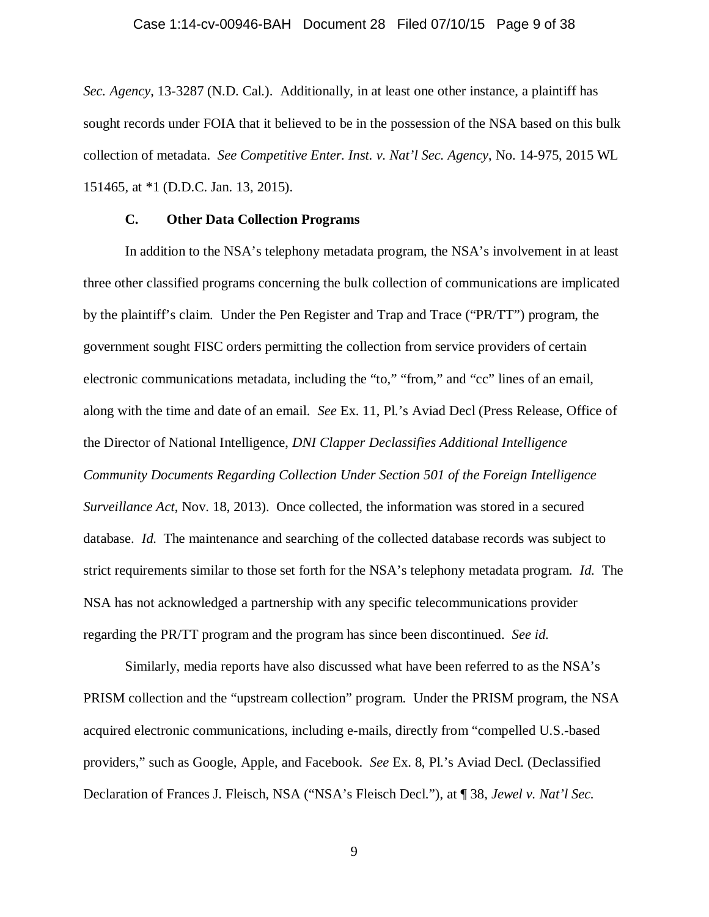*Sec. Agency*, 13-3287 (N.D. Cal.). Additionally, in at least one other instance, a plaintiff has sought records under FOIA that it believed to be in the possession of the NSA based on this bulk collection of metadata. *See Competitive Enter. Inst. v. Nat'l Sec. Agency*, No. 14-975, 2015 WL 151465, at *1 (D.D.C. Jan. 13, 2015).

### C. Other Data Collection Programs

In addition to the NSA's telephony metadata program, the NSA's involvement in at least three other classified programs concerning the bulk collection of communications are implicated by the plaintiff's claim. Under the Pen Register and Trap and Trace ("PR/TT") program, the government sought FISC orders permitting the collection from service providers of certain electronic communications metadata, including the "to," "from," and "cc" lines of an email, along with the time and date of an email. *See* Ex. 11, Pl.'s Aviad Decl (Press Release, Office of the Director of National Intelligence, *DNI Clapper Declassifies Additional Intelligence Community Documents Regarding Collection Under Section 501 of the Foreign Intelligence Surveillance Act*, Nov. 18, 2013). Once collected, the information was stored in a secured database. *Id.* The maintenance and searching of the collected database records was subject to strict requirements similar to those set forth for the NSA's telephony metadata program. *Id.* The NSA has not acknowledged a partnership with any specific telecommunications provider regarding the PR/TT program and the program has since been discontinued. *See id.*

Similarly, media reports have also discussed what have been referred to as the NSA's PRISM collection and the "upstream collection" program. Under the PRISM program, the NSA acquired electronic communications, including e-mails, directly from "compelled U.S.-based providers," such as Google, Apple, and Facebook. *See* Ex. 8, Pl.'s Aviad Decl. (Declassified Declaration of Frances J. Fleisch, NSA ("NSA's Fleisch Decl."), at ¶ 38, *Jewel v. Nat'l Sec.*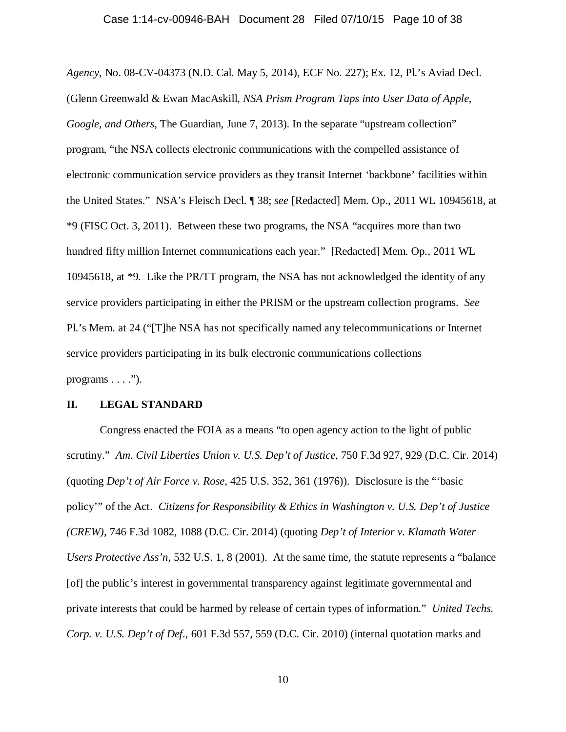*Agency*, No. 08-CV-04373 (N.D. Cal. May 5, 2014), ECF No. 227); Ex. 12, Pl.'s Aviad Decl. (Glenn Greenwald & Ewan MacAskill, *NSA Prism Program Taps into User Data of Apple, Google, and Others*, The Guardian, June 7, 2013). In the separate "upstream collection" program, "the NSA collects electronic communications with the compelled assistance of electronic communication service providers as they transit Internet 'backbone' facilities within the United States." NSA's Fleisch Decl. ¶ 38; *see* [Redacted] Mem. Op., 2011 WL 10945618, at *9 (FISC Oct. 3, 2011). Between these two programs, the NSA "acquires more than two hundred fifty million Internet communications each year." [Redacted] Mem. Op., 2011 WL 10945618, at *9. Like the PR/TT program, the NSA has not acknowledged the identity of any service providers participating in either the PRISM or the upstream collection programs. *See* Pl.'s Mem. at 24 ("[T]he NSA has not specifically named any telecommunications or Internet service providers participating in its bulk electronic communications collections programs . . . .").

## II. LEGAL STANDARD

Congress enacted the FOIA as a means "to open agency action to the light of public scrutiny." *Am. Civil Liberties Union v. U.S. Dep't of Justice*, 750 F.3d 927, 929 (D.C. Cir. 2014) (quoting *Dep't of Air Force v. Rose*, 425 U.S. 352, 361 (1976)). Disclosure is the "'basic policy'" of the Act. *Citizens for Responsibility & Ethics in Washington v. U.S. Dep't of Justice (CREW)*, 746 F.3d 1082, 1088 (D.C. Cir. 2014) (quoting *Dep't of Interior v. Klamath Water Users Protective Ass'n*, 532 U.S. 1, 8 (2001). At the same time, the statute represents a "balance [of] the public's interest in governmental transparency against legitimate governmental and private interests that could be harmed by release of certain types of information." *United Techs. Corp. v. U.S. Dep't of Def.*, 601 F.3d 557, 559 (D.C. Cir. 2010) (internal quotation marks and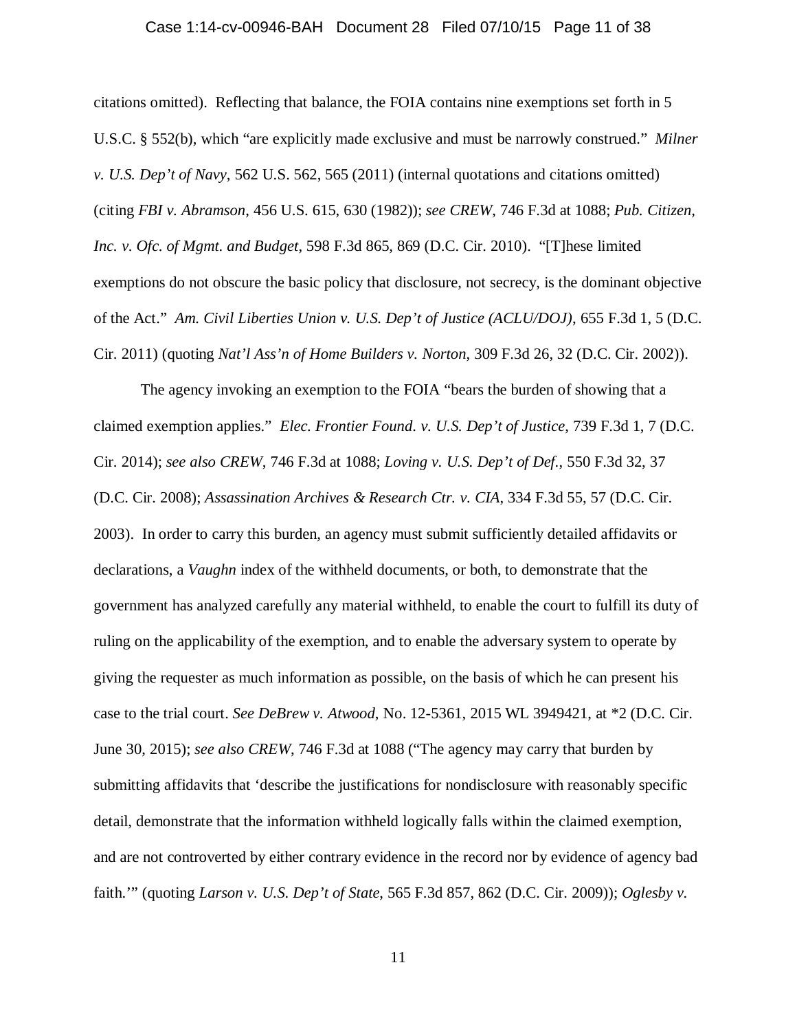citations omitted). Reflecting that balance, the FOIA contains nine exemptions set forth in 5 U.S.C. § 552(b), which "are explicitly made exclusive and must be narrowly construed." *Milner v. U.S. Dep't of Navy*, 562 U.S. 562, 565 (2011) (internal quotations and citations omitted) (citing *FBI v. Abramson*, 456 U.S. 615, 630 (1982)); *see CREW*, 746 F.3d at 1088; *Pub. Citizen, Inc. v. Ofc. of Mgmt. and Budget*, 598 F.3d 865, 869 (D.C. Cir. 2010). "[T]hese limited exemptions do not obscure the basic policy that disclosure, not secrecy, is the dominant objective of the Act." *Am. Civil Liberties Union v. U.S. Dep't of Justice (ACLU/DOJ)*, 655 F.3d 1, 5 (D.C. Cir. 2011) (quoting *Nat'l Ass'n of Home Builders v. Norton*, 309 F.3d 26, 32 (D.C. Cir. 2002)).

The agency invoking an exemption to the FOIA "bears the burden of showing that a claimed exemption applies." *Elec. Frontier Found. v. U.S. Dep't of Justice*, 739 F.3d 1, 7 (D.C. Cir. 2014); *see also CREW*, 746 F.3d at 1088; *Loving v. U.S. Dep't of Def.*, 550 F.3d 32, 37 (D.C. Cir. 2008); *Assassination Archives & Research Ctr. v. CIA*, 334 F.3d 55, 57 (D.C. Cir. 2003). In order to carry this burden, an agency must submit sufficiently detailed affidavits or declarations, a *Vaughn* index of the withheld documents, or both, to demonstrate that the government has analyzed carefully any material withheld, to enable the court to fulfill its duty of ruling on the applicability of the exemption, and to enable the adversary system to operate by giving the requester as much information as possible, on the basis of which he can present his case to the trial court. *See DeBrew v. Atwood*, No. 12-5361, 2015 WL 3949421, at *2 (D.C. Cir. June 30, 2015); *see also CREW*, 746 F.3d at 1088 ("The agency may carry that burden by submitting affidavits that 'describe the justifications for nondisclosure with reasonably specific detail, demonstrate that the information withheld logically falls within the claimed exemption, and are not controverted by either contrary evidence in the record nor by evidence of agency bad faith.'" (quoting *Larson v. U.S. Dep't of State*, 565 F.3d 857, 862 (D.C. Cir. 2009)); *Oglesby v.*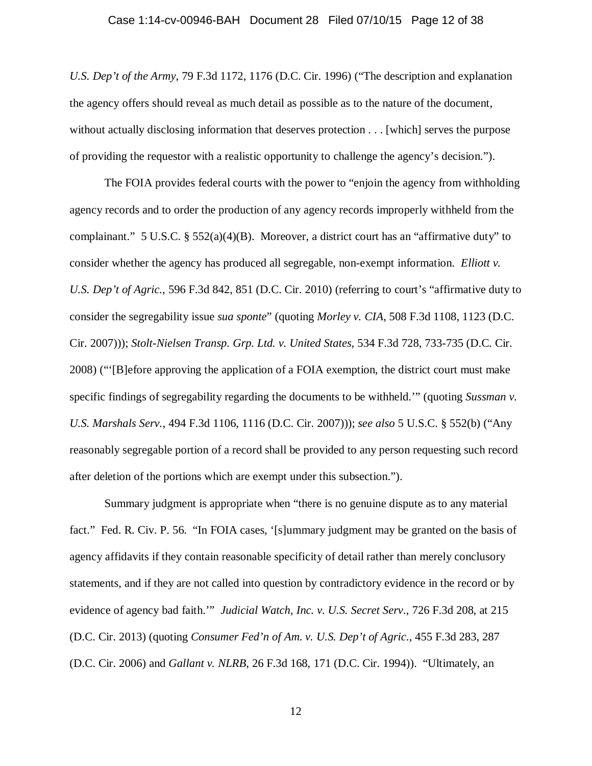*U.S. Dep't of the Army*, 79 F.3d 1172, 1176 (D.C. Cir. 1996) ("The description and explanation the agency offers should reveal as much detail as possible as to the nature of the document, without actually disclosing information that deserves protection . . . [which] serves the purpose of providing the requestor with a realistic opportunity to challenge the agency's decision.").

The FOIA provides federal courts with the power to "enjoin the agency from withholding agency records and to order the production of any agency records improperly withheld from the complainant." 5 U.S.C. § 552(a)(4)(B). Moreover, a district court has an "affirmative duty" to consider whether the agency has produced all segregable, non-exempt information. *Elliott v. U.S. Dep't of Agric.*, 596 F.3d 842, 851 (D.C. Cir. 2010) (referring to court's "affirmative duty to consider the segregability issue *sua sponte*" (quoting *Morley v. CIA*, 508 F.3d 1108, 1123 (D.C. Cir. 2007))); *Stolt-Nielsen Transp. Grp. Ltd. v. United States*, 534 F.3d 728, 733-735 (D.C. Cir. 2008) ("'[B]efore approving the application of a FOIA exemption, the district court must make specific findings of segregability regarding the documents to be withheld.'" (quoting *Sussman v. U.S. Marshals Serv.*, 494 F.3d 1106, 1116 (D.C. Cir. 2007))); *see also* 5 U.S.C. § 552(b) ("Any reasonably segregable portion of a record shall be provided to any person requesting such record after deletion of the portions which are exempt under this subsection.").

Summary judgment is appropriate when "there is no genuine dispute as to any material fact." Fed. R. Civ. P. 56. "In FOIA cases, '[s]ummary judgment may be granted on the basis of agency affidavits if they contain reasonable specificity of detail rather than merely conclusory statements, and if they are not called into question by contradictory evidence in the record or by evidence of agency bad faith.'" *Judicial Watch, Inc. v. U.S. Secret Serv.*, 726 F.3d 208, at 215 (D.C. Cir. 2013) (quoting *Consumer Fed'n of Am. v. U.S. Dep't of Agric.*, 455 F.3d 283, 287 (D.C. Cir. 2006) and *Gallant v. NLRB*, 26 F.3d 168, 171 (D.C. Cir. 1994)). "Ultimately, an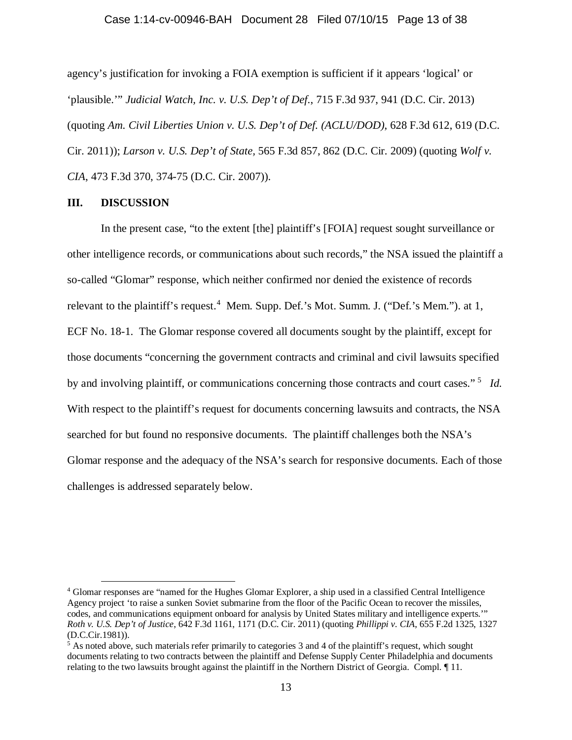agency's justification for invoking a FOIA exemption is sufficient if it appears 'logical' or 'plausible.'" *Judicial Watch, Inc. v. U.S. Dep't of Def.*, 715 F.3d 937, 941 (D.C. Cir. 2013) (quoting *Am. Civil Liberties Union v. U.S. Dep't of Def. (ACLU/DOD)*, 628 F.3d 612, 619 (D.C. Cir. 2011)); *Larson v. U.S. Dep't of State,* 565 F.3d 857, 862 (D.C. Cir. 2009) (quoting *Wolf v. CIA*, 473 F.3d 370, 374-75 (D.C. Cir. 2007)).

## III. DISCUSSION

In the present case, "to the extent [the] plaintiff's [FOIA] request sought surveillance or other intelligence records, or communications about such records," the NSA issued the plaintiff a so-called "Glomar" response, which neither confirmed nor denied the existence of records relevant to the plaintiff's request.[4] Mem. Supp. Def.'s Mot. Summ. J. ("Def.'s Mem."). at 1, ECF No. 18-1. The Glomar response covered all documents sought by the plaintiff, except for those documents "concerning the government contracts and criminal and civil lawsuits specified by and involving plaintiff, or communications concerning those contracts and court cases."[5] *Id.* With respect to the plaintiff's request for documents concerning lawsuits and contracts, the NSA searched for but found no responsive documents. The plaintiff challenges both the NSA's Glomar response and the adequacy of the NSA's search for responsive documents. Each of those challenges is addressed separately below.

---

[4] Glomar responses are "named for the Hughes Glomar Explorer, a ship used in a classified Central Intelligence Agency project 'to raise a sunken Soviet submarine from the floor of the Pacific Ocean to recover the missiles, codes, and communications equipment onboard for analysis by United States military and intelligence experts.'" *Roth v. U.S. Dep't of Justice*, 642 F.3d 1161, 1171 (D.C. Cir. 2011) (quoting *Phillippi v. CIA*, 655 F.2d 1325, 1327 (D.C.Cir.1981)).

[5] As noted above, such materials refer primarily to categories 3 and 4 of the plaintiff's request, which sought documents relating to two contracts between the plaintiff and Defense Supply Center Philadelphia and documents relating to the two lawsuits brought against the plaintiff in the Northern District of Georgia. Compl. ¶ 11.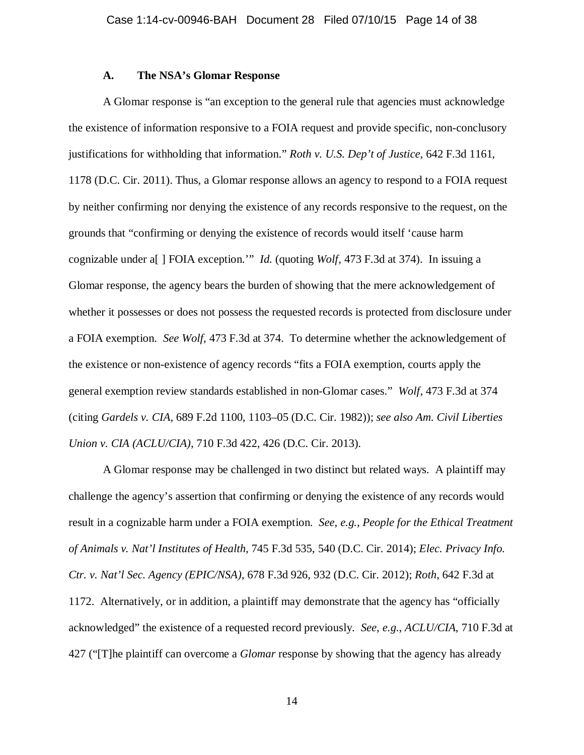### A. The NSA's Glomar Response

A Glomar response is "an exception to the general rule that agencies must acknowledge the existence of information responsive to a FOIA request and provide specific, non-conclusory justifications for withholding that information." *Roth v. U.S. Dep't of Justice*, 642 F.3d 1161, 1178 (D.C. Cir. 2011). Thus, a Glomar response allows an agency to respond to a FOIA request by neither confirming nor denying the existence of any records responsive to the request, on the grounds that "confirming or denying the existence of records would itself 'cause harm cognizable under a[ ] FOIA exception.'" *Id.* (quoting *Wolf*, 473 F.3d at 374). In issuing a Glomar response, the agency bears the burden of showing that the mere acknowledgement of whether it possesses or does not possess the requested records is protected from disclosure under a FOIA exemption. *See Wolf*, 473 F.3d at 374. To determine whether the acknowledgement of the existence or non-existence of agency records "fits a FOIA exemption, courts apply the general exemption review standards established in non-Glomar cases." *Wolf*, 473 F.3d at 374 (citing *Gardels v. CIA*, 689 F.2d 1100, 1103–05 (D.C. Cir. 1982)); *see also Am. Civil Liberties Union v. CIA (ACLU/CIA)*, 710 F.3d 422, 426 (D.C. Cir. 2013).

A Glomar response may be challenged in two distinct but related ways. A plaintiff may challenge the agency's assertion that confirming or denying the existence of any records would result in a cognizable harm under a FOIA exemption. *See, e.g., People for the Ethical Treatment of Animals v. Nat'l Institutes of Health*, 745 F.3d 535, 540 (D.C. Cir. 2014); *Elec. Privacy Info. Ctr. v. Nat'l Sec. Agency (EPIC/NSA)*, 678 F.3d 926, 932 (D.C. Cir. 2012); *Roth*, 642 F.3d at 1172. Alternatively, or in addition, a plaintiff may demonstrate that the agency has "officially acknowledged" the existence of a requested record previously. *See, e.g.*, *ACLU/CIA*, 710 F.3d at 427 ("[T]he plaintiff can overcome a *Glomar* response by showing that the agency has already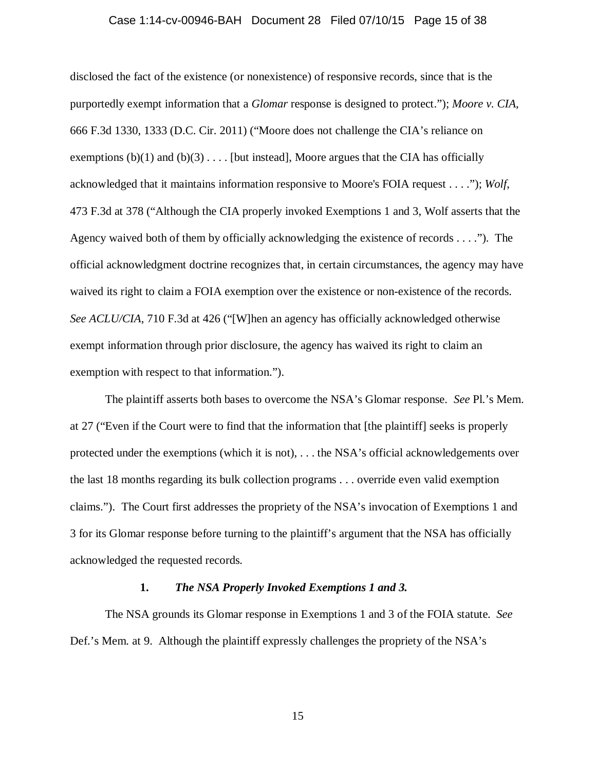disclosed the fact of the existence (or nonexistence) of responsive records, since that is the purportedly exempt information that a *Glomar* response is designed to protect."); *Moore v. CIA*, 666 F.3d 1330, 1333 (D.C. Cir. 2011) ("Moore does not challenge the CIA's reliance on exemptions (b)(1) and (b)(3) . . . . [but instead], Moore argues that the CIA has officially acknowledged that it maintains information responsive to Moore's FOIA request . . . ."); *Wolf*, 473 F.3d at 378 ("Although the CIA properly invoked Exemptions 1 and 3, Wolf asserts that the Agency waived both of them by officially acknowledging the existence of records . . . ."). The official acknowledgment doctrine recognizes that, in certain circumstances, the agency may have waived its right to claim a FOIA exemption over the existence or non-existence of the records. *See ACLU/CIA*, 710 F.3d at 426 ("[W]hen an agency has officially acknowledged otherwise exempt information through prior disclosure, the agency has waived its right to claim an exemption with respect to that information.").

The plaintiff asserts both bases to overcome the NSA's Glomar response. *See* Pl.'s Mem. at 27 ("Even if the Court were to find that the information that [the plaintiff] seeks is properly protected under the exemptions (which it is not), . . . the NSA's official acknowledgements over the last 18 months regarding its bulk collection programs . . . override even valid exemption claims."). The Court first addresses the propriety of the NSA's invocation of Exemptions 1 and 3 for its Glomar response before turning to the plaintiff's argument that the NSA has officially acknowledged the requested records.

**1. *The NSA Properly Invoked Exemptions 1 and 3.***

The NSA grounds its Glomar response in Exemptions 1 and 3 of the FOIA statute. *See* Def.'s Mem. at 9. Although the plaintiff expressly challenges the propriety of the NSA's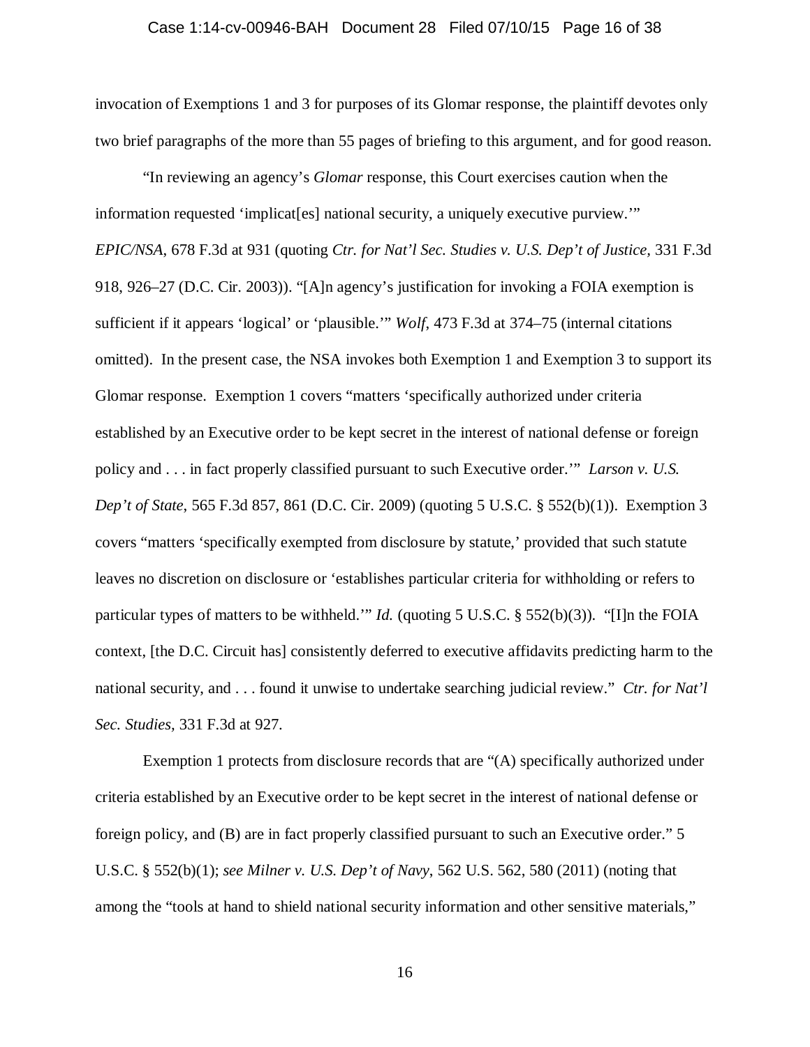invocation of Exemptions 1 and 3 for purposes of its Glomar response, the plaintiff devotes only two brief paragraphs of the more than 55 pages of briefing to this argument, and for good reason.

"In reviewing an agency's *Glomar* response, this Court exercises caution when the information requested 'implicat[es] national security, a uniquely executive purview.'" *EPIC/NSA*, 678 F.3d at 931 (quoting *Ctr. for Nat'l Sec. Studies v. U.S. Dep't of Justice*, 331 F.3d 918, 926–27 (D.C. Cir. 2003)). "[A]n agency's justification for invoking a FOIA exemption is sufficient if it appears 'logical' or 'plausible.'" *Wolf*, 473 F.3d at 374–75 (internal citations omitted). In the present case, the NSA invokes both Exemption 1 and Exemption 3 to support its Glomar response. Exemption 1 covers "matters 'specifically authorized under criteria established by an Executive order to be kept secret in the interest of national defense or foreign policy and . . . in fact properly classified pursuant to such Executive order.'" *Larson v. U.S. Dep't of State*, 565 F.3d 857, 861 (D.C. Cir. 2009) (quoting 5 U.S.C. § 552(b)(1)). Exemption 3 covers "matters 'specifically exempted from disclosure by statute,' provided that such statute leaves no discretion on disclosure or 'establishes particular criteria for withholding or refers to particular types of matters to be withheld.'" *Id.* (quoting 5 U.S.C. § 552(b)(3)). "[I]n the FOIA context, [the D.C. Circuit has] consistently deferred to executive affidavits predicting harm to the national security, and . . . found it unwise to undertake searching judicial review." *Ctr. for Nat'l Sec. Studies*, 331 F.3d at 927.

Exemption 1 protects from disclosure records that are "(A) specifically authorized under criteria established by an Executive order to be kept secret in the interest of national defense or foreign policy, and (B) are in fact properly classified pursuant to such an Executive order." 5 U.S.C. § 552(b)(1); *see Milner v. U.S. Dep't of Navy*, 562 U.S. 562, 580 (2011) (noting that among the "tools at hand to shield national security information and other sensitive materials,"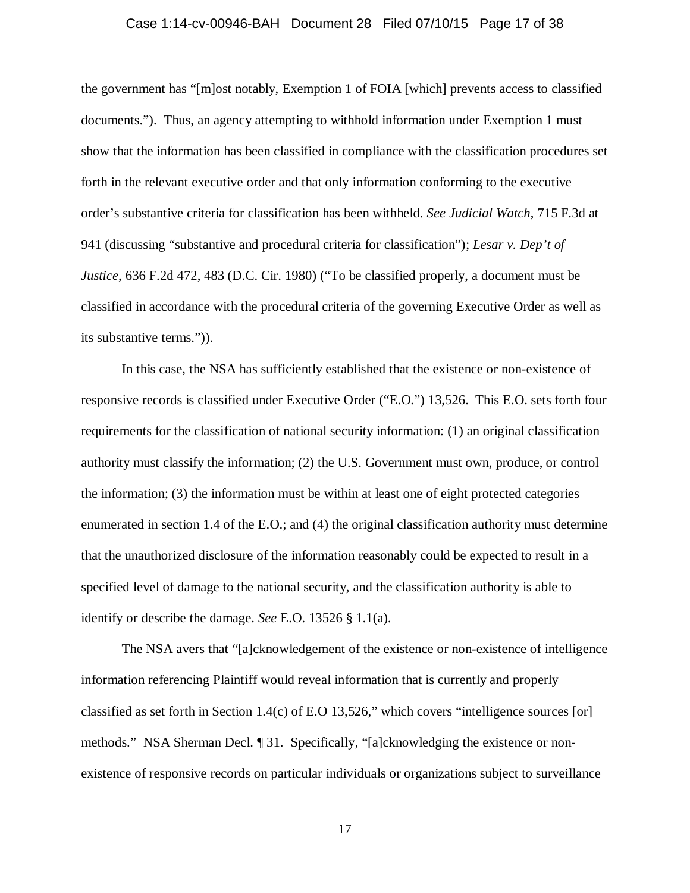the government has "[m]ost notably, Exemption 1 of FOIA [which] prevents access to classified documents."). Thus, an agency attempting to withhold information under Exemption 1 must show that the information has been classified in compliance with the classification procedures set forth in the relevant executive order and that only information conforming to the executive order's substantive criteria for classification has been withheld. *See Judicial Watch*, 715 F.3d at 941 (discussing "substantive and procedural criteria for classification"); *Lesar v. Dep't of Justice*, 636 F.2d 472, 483 (D.C. Cir. 1980) ("To be classified properly, a document must be classified in accordance with the procedural criteria of the governing Executive Order as well as its substantive terms.")).

In this case, the NSA has sufficiently established that the existence or non-existence of responsive records is classified under Executive Order ("E.O.") 13,526. This E.O. sets forth four requirements for the classification of national security information: (1) an original classification authority must classify the information; (2) the U.S. Government must own, produce, or control the information; (3) the information must be within at least one of eight protected categories enumerated in section 1.4 of the E.O.; and (4) the original classification authority must determine that the unauthorized disclosure of the information reasonably could be expected to result in a specified level of damage to the national security, and the classification authority is able to identify or describe the damage. *See* E.O. 13526 § 1.1(a).

The NSA avers that "[a]cknowledgement of the existence or non-existence of intelligence information referencing Plaintiff would reveal information that is currently and properly classified as set forth in Section 1.4(c) of E.O 13,526," which covers "intelligence sources [or] methods." NSA Sherman Decl. ¶ 31. Specifically, "[a]cknowledging the existence or non-existence of responsive records on particular individuals or organizations subject to surveillance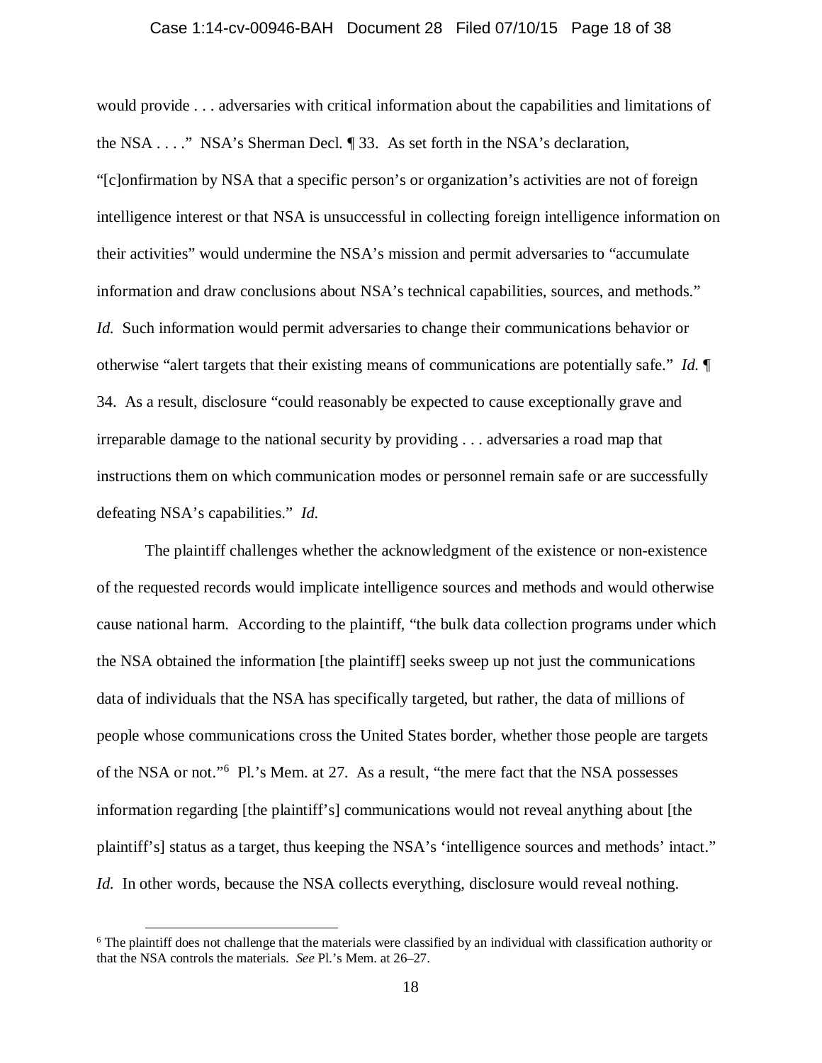would provide . . . adversaries with critical information about the capabilities and limitations of the NSA . . . ." NSA's Sherman Decl. ¶ 33. As set forth in the NSA's declaration, "[c]onfirmation by NSA that a specific person's or organization's activities are not of foreign intelligence interest or that NSA is unsuccessful in collecting foreign intelligence information on their activities" would undermine the NSA's mission and permit adversaries to "accumulate information and draw conclusions about NSA's technical capabilities, sources, and methods." *Id.* Such information would permit adversaries to change their communications behavior or otherwise "alert targets that their existing means of communications are potentially safe." *Id.* ¶ 34. As a result, disclosure "could reasonably be expected to cause exceptionally grave and irreparable damage to the national security by providing . . . adversaries a road map that instructions them on which communication modes or personnel remain safe or are successfully defeating NSA's capabilities." *Id.*

The plaintiff challenges whether the acknowledgment of the existence or non-existence of the requested records would implicate intelligence sources and methods and would otherwise cause national harm. According to the plaintiff, "the bulk data collection programs under which the NSA obtained the information [the plaintiff] seeks sweep up not just the communications data of individuals that the NSA has specifically targeted, but rather, the data of millions of people whose communications cross the United States border, whether those people are targets of the NSA or not."[6] Pl.'s Mem. at 27. As a result, "the mere fact that the NSA possesses information regarding [the plaintiff's] communications would not reveal anything about [the plaintiff's] status as a target, thus keeping the NSA's 'intelligence sources and methods' intact." *Id.* In other words, because the NSA collects everything, disclosure would reveal nothing.

---

[6] The plaintiff does not challenge that the materials were classified by an individual with classification authority or that the NSA controls the materials. *See* Pl.'s Mem. at 26–27.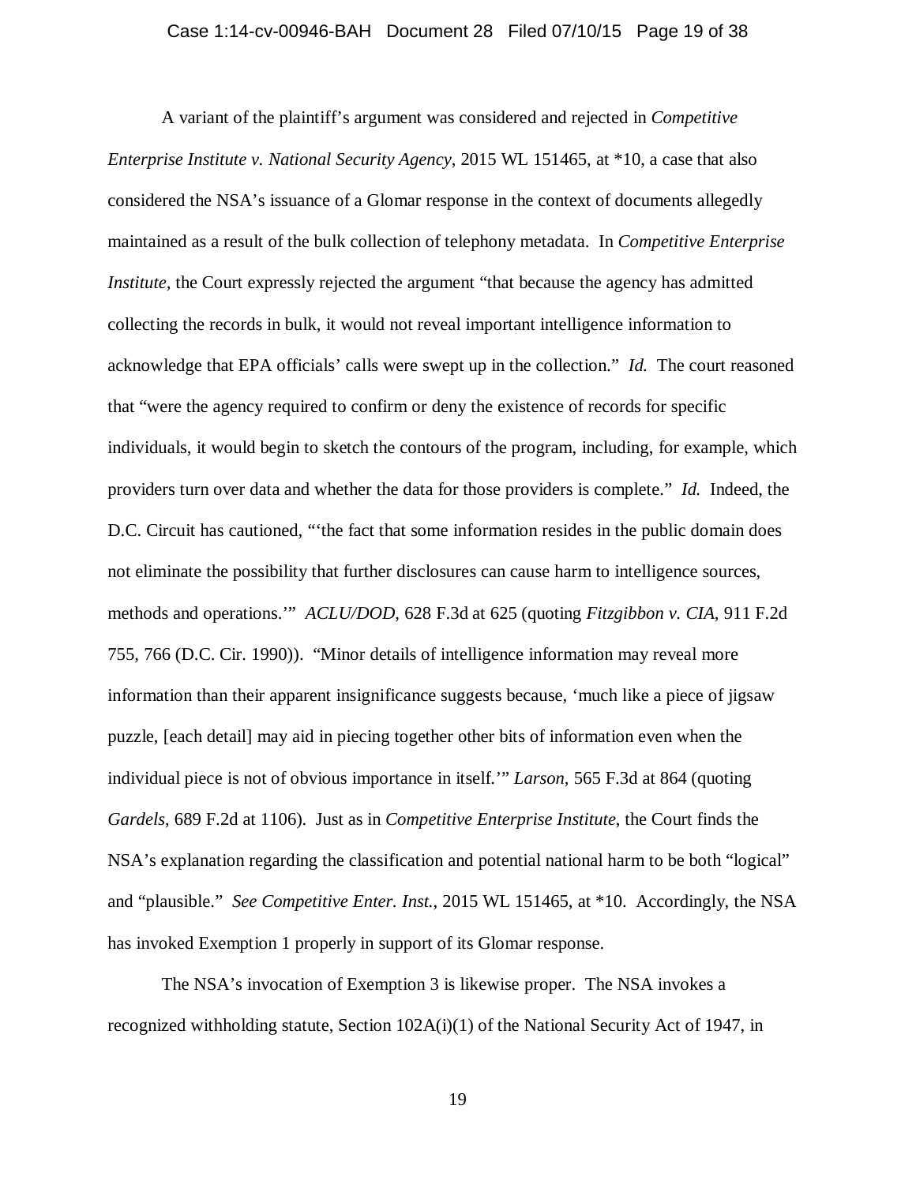A variant of the plaintiff's argument was considered and rejected in *Competitive Enterprise Institute v. National Security Agency*, 2015 WL 151465, at *10, a case that also considered the NSA's issuance of a Glomar response in the context of documents allegedly maintained as a result of the bulk collection of telephony metadata. In *Competitive Enterprise Institute*, the Court expressly rejected the argument "that because the agency has admitted collecting the records in bulk, it would not reveal important intelligence information to acknowledge that EPA officials' calls were swept up in the collection." *Id.* The court reasoned that "were the agency required to confirm or deny the existence of records for specific individuals, it would begin to sketch the contours of the program, including, for example, which providers turn over data and whether the data for those providers is complete." *Id.* Indeed, the D.C. Circuit has cautioned, "'the fact that some information resides in the public domain does not eliminate the possibility that further disclosures can cause harm to intelligence sources, methods and operations.'" *ACLU/DOD*, 628 F.3d at 625 (quoting *Fitzgibbon v. CIA*, 911 F.2d 755, 766 (D.C. Cir. 1990)). "Minor details of intelligence information may reveal more information than their apparent insignificance suggests because, 'much like a piece of jigsaw puzzle, [each detail] may aid in piecing together other bits of information even when the individual piece is not of obvious importance in itself.'" *Larson*, 565 F.3d at 864 (quoting *Gardels*, 689 F.2d at 1106). Just as in *Competitive Enterprise Institute*, the Court finds the NSA's explanation regarding the classification and potential national harm to be both "logical" and "plausible." *See Competitive Enter. Inst.*, 2015 WL 151465, at *10. Accordingly, the NSA has invoked Exemption 1 properly in support of its Glomar response.

The NSA's invocation of Exemption 3 is likewise proper. The NSA invokes a recognized withholding statute, Section 102A(i)(1) of the National Security Act of 1947, in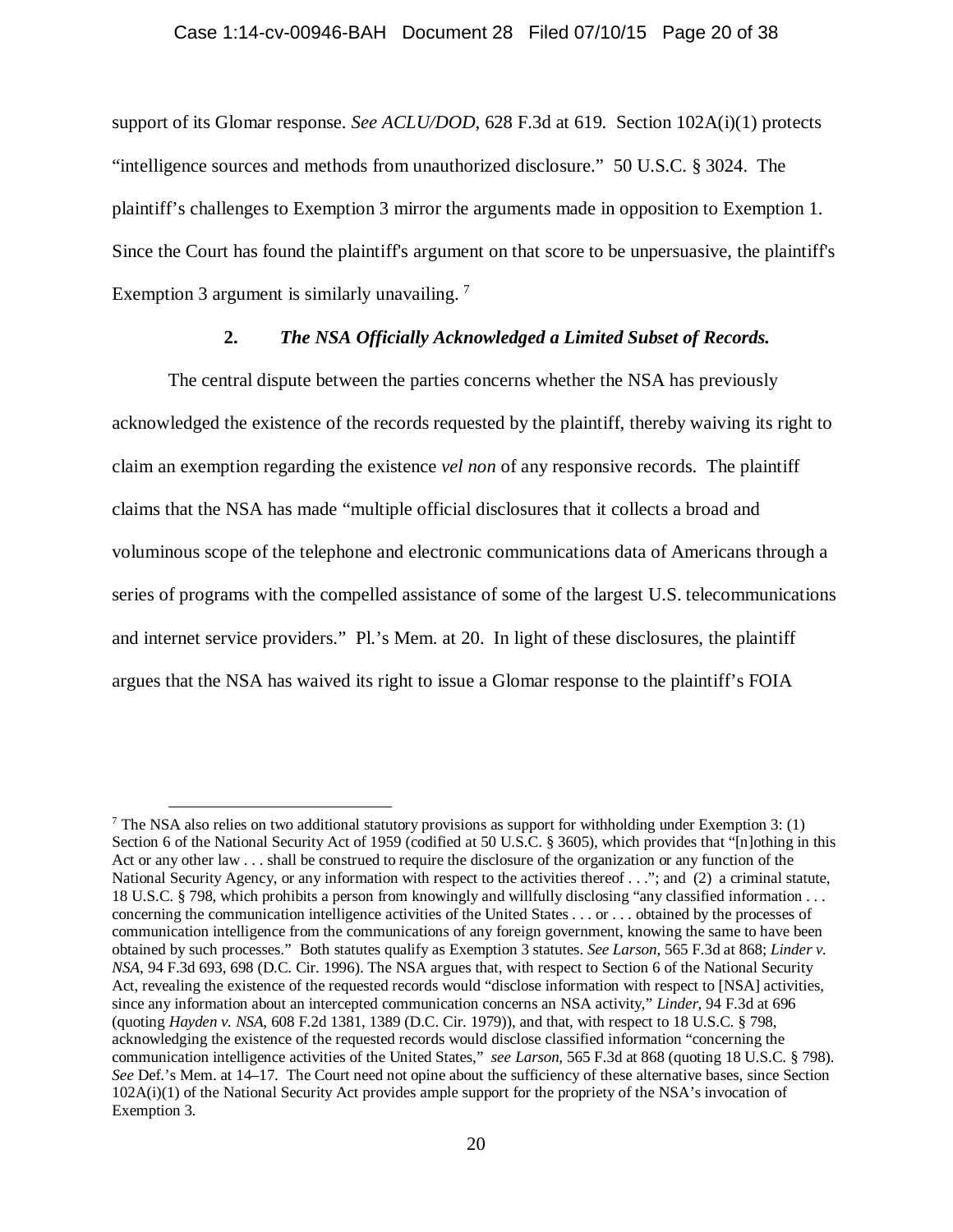support of its Glomar response. *See ACLU/DOD*, 628 F.3d at 619. Section 102A(i)(1) protects "intelligence sources and methods from unauthorized disclosure." 50 U.S.C. § 3024. The plaintiff's challenges to Exemption 3 mirror the arguments made in opposition to Exemption 1. Since the Court has found the plaintiff's argument on that score to be unpersuasive, the plaintiff's Exemption 3 argument is similarly unavailing. [7]

### 2. *The NSA Officially Acknowledged a Limited Subset of Records.*

The central dispute between the parties concerns whether the NSA has previously acknowledged the existence of the records requested by the plaintiff, thereby waiving its right to claim an exemption regarding the existence *vel non* of any responsive records. The plaintiff claims that the NSA has made "multiple official disclosures that it collects a broad and voluminous scope of the telephone and electronic communications data of Americans through a series of programs with the compelled assistance of some of the largest U.S. telecommunications and internet service providers." Pl.'s Mem. at 20. In light of these disclosures, the plaintiff argues that the NSA has waived its right to issue a Glomar response to the plaintiff's FOIA

---

[7] The NSA also relies on two additional statutory provisions as support for withholding under Exemption 3: (1) Section 6 of the National Security Act of 1959 (codified at 50 U.S.C. § 3605), which provides that "[n]othing in this Act or any other law . . . shall be construed to require the disclosure of the organization or any function of the National Security Agency, or any information with respect to the activities thereof . . ."; and (2) a criminal statute, 18 U.S.C. § 798, which prohibits a person from knowingly and willfully disclosing "any classified information . . . concerning the communication intelligence activities of the United States . . . or . . . obtained by the processes of communication intelligence from the communications of any foreign government, knowing the same to have been obtained by such processes." Both statutes qualify as Exemption 3 statutes. *See Larson*, 565 F.3d at 868; *Linder v. NSA*, 94 F.3d 693, 698 (D.C. Cir. 1996). The NSA argues that, with respect to Section 6 of the National Security Act, revealing the existence of the requested records would "disclose information with respect to [NSA] activities, since any information about an intercepted communication concerns an NSA activity," *Linder*, 94 F.3d at 696 (quoting *Hayden v. NSA*, 608 F.2d 1381, 1389 (D.C. Cir. 1979)), and that, with respect to 18 U.S.C. § 798, acknowledging the existence of the requested records would disclose classified information "concerning the communication intelligence activities of the United States," *see Larson*, 565 F.3d at 868 (quoting 18 U.S.C. § 798). *See* Def.'s Mem. at 14–17. The Court need not opine about the sufficiency of these alternative bases, since Section 102A(i)(1) of the National Security Act provides ample support for the propriety of the NSA's invocation of Exemption 3.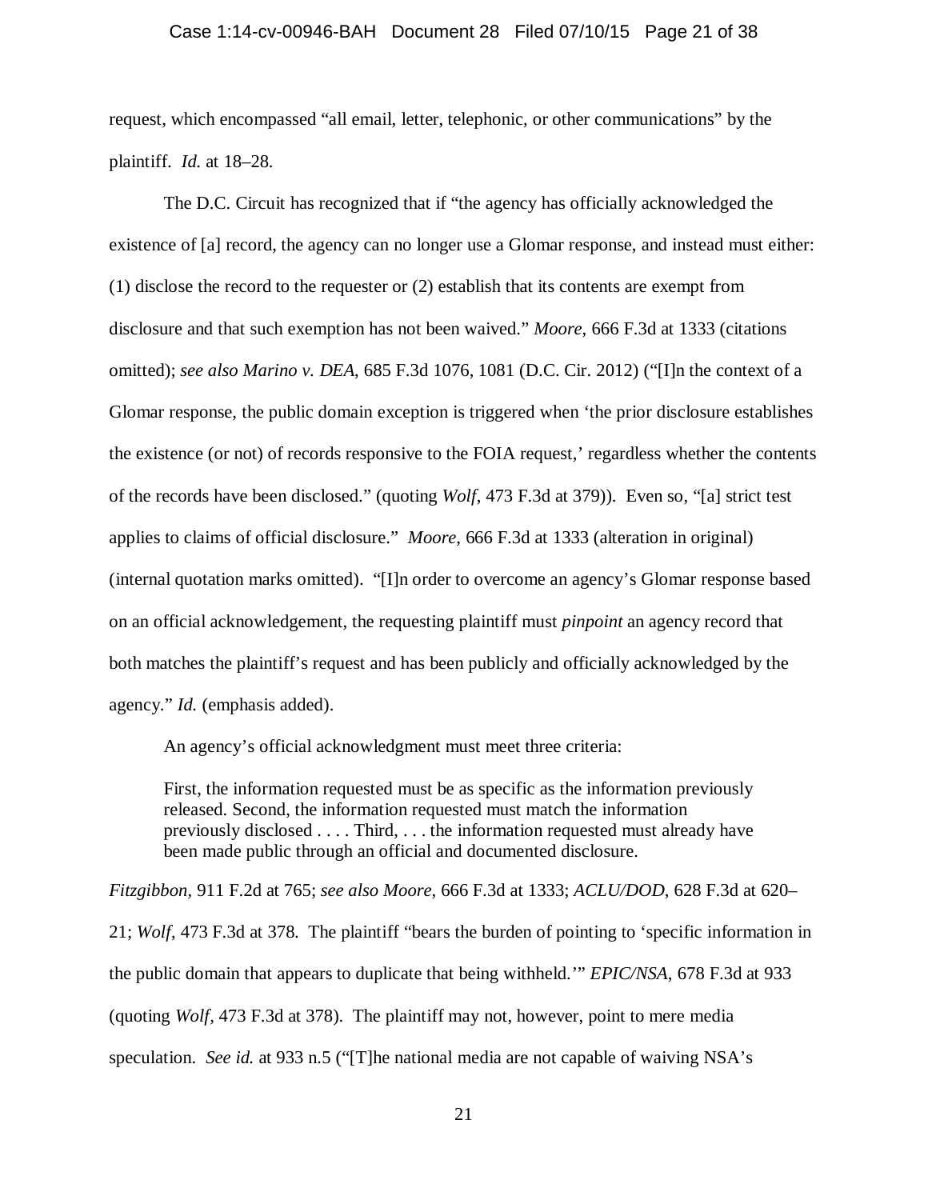request, which encompassed "all email, letter, telephonic, or other communications" by the plaintiff. *Id.* at 18–28.

The D.C. Circuit has recognized that if "the agency has officially acknowledged the existence of [a] record, the agency can no longer use a Glomar response, and instead must either: (1) disclose the record to the requester or (2) establish that its contents are exempt from disclosure and that such exemption has not been waived." *Moore*, 666 F.3d at 1333 (citations omitted); *see also Marino v. DEA*, 685 F.3d 1076, 1081 (D.C. Cir. 2012) ("[I]n the context of a Glomar response, the public domain exception is triggered when 'the prior disclosure establishes the existence (or not) of records responsive to the FOIA request,' regardless whether the contents of the records have been disclosed." (quoting *Wolf*, 473 F.3d at 379)). Even so, "[a] strict test applies to claims of official disclosure." *Moore*, 666 F.3d at 1333 (alteration in original) (internal quotation marks omitted). "[I]n order to overcome an agency's Glomar response based on an official acknowledgement, the requesting plaintiff must *pinpoint* an agency record that both matches the plaintiff's request and has been publicly and officially acknowledged by the agency." *Id.* (emphasis added).

An agency's official acknowledgment must meet three criteria:

> First, the information requested must be as specific as the information previously released. Second, the information requested must match the information previously disclosed . . . . Third, . . . the information requested must already have been made public through an official and documented disclosure.

*Fitzgibbon*, 911 F.2d at 765; *see also Moore*, 666 F.3d at 1333; *ACLU/DOD*, 628 F.3d at 620–21; *Wolf*, 473 F.3d at 378. The plaintiff "bears the burden of pointing to 'specific information in the public domain that appears to duplicate that being withheld.'" *EPIC/NSA*, 678 F.3d at 933 (quoting *Wolf*, 473 F.3d at 378). The plaintiff may not, however, point to mere media speculation. *See id.* at 933 n.5 ("[T]he national media are not capable of waiving NSA's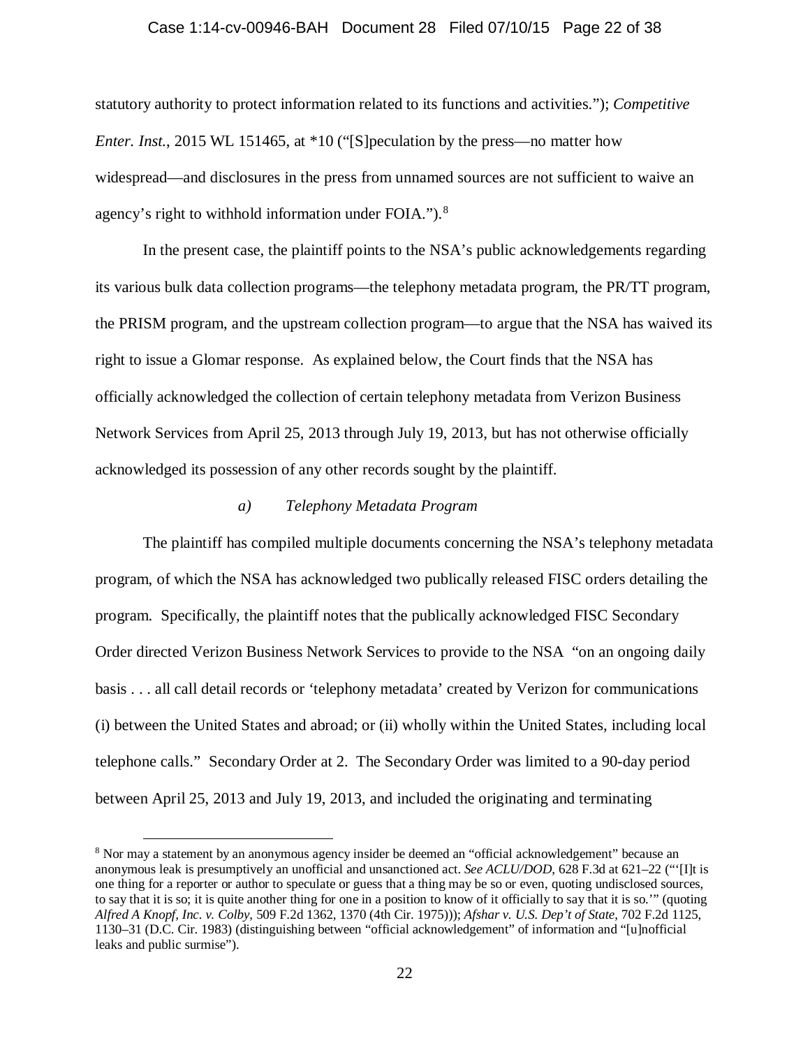statutory authority to protect information related to its functions and activities."); *Competitive Enter. Inst.*, 2015 WL 151465, at *10 ("[S]peculation by the press—no matter how widespread—and disclosures in the press from unnamed sources are not sufficient to waive an agency's right to withhold information under FOIA.").[8]

In the present case, the plaintiff points to the NSA's public acknowledgements regarding its various bulk data collection programs—the telephony metadata program, the PR/TT program, the PRISM program, and the upstream collection program—to argue that the NSA has waived its right to issue a Glomar response. As explained below, the Court finds that the NSA has officially acknowledged the collection of certain telephony metadata from Verizon Business Network Services from April 25, 2013 through July 19, 2013, but has not otherwise officially acknowledged its possession of any other records sought by the plaintiff.

*a) Telephony Metadata Program*

The plaintiff has compiled multiple documents concerning the NSA's telephony metadata program, of which the NSA has acknowledged two publically released FISC orders detailing the program. Specifically, the plaintiff notes that the publically acknowledged FISC Secondary Order directed Verizon Business Network Services to provide to the NSA "on an ongoing daily basis . . . all call detail records or 'telephony metadata' created by Verizon for communications (i) between the United States and abroad; or (ii) wholly within the United States, including local telephone calls." Secondary Order at 2. The Secondary Order was limited to a 90-day period between April 25, 2013 and July 19, 2013, and included the originating and terminating

[8] Nor may a statement by an anonymous agency insider be deemed an "official acknowledgement" because an anonymous leak is presumptively an unofficial and unsanctioned act. *See ACLU/DOD*, 628 F.3d at 621–22 ("'[I]t is one thing for a reporter or author to speculate or guess that a thing may be so or even, quoting undisclosed sources, to say that it is so; it is quite another thing for one in a position to know of it officially to say that it is so.'" (quoting *Alfred A Knopf, Inc. v. Colby*, 509 F.2d 1362, 1370 (4th Cir. 1975))); *Afshar v. U.S. Dep't of State*, 702 F.2d 1125, 1130–31 (D.C. Cir. 1983) (distinguishing between "official acknowledgement" of information and "[u]nofficial leaks and public surmise").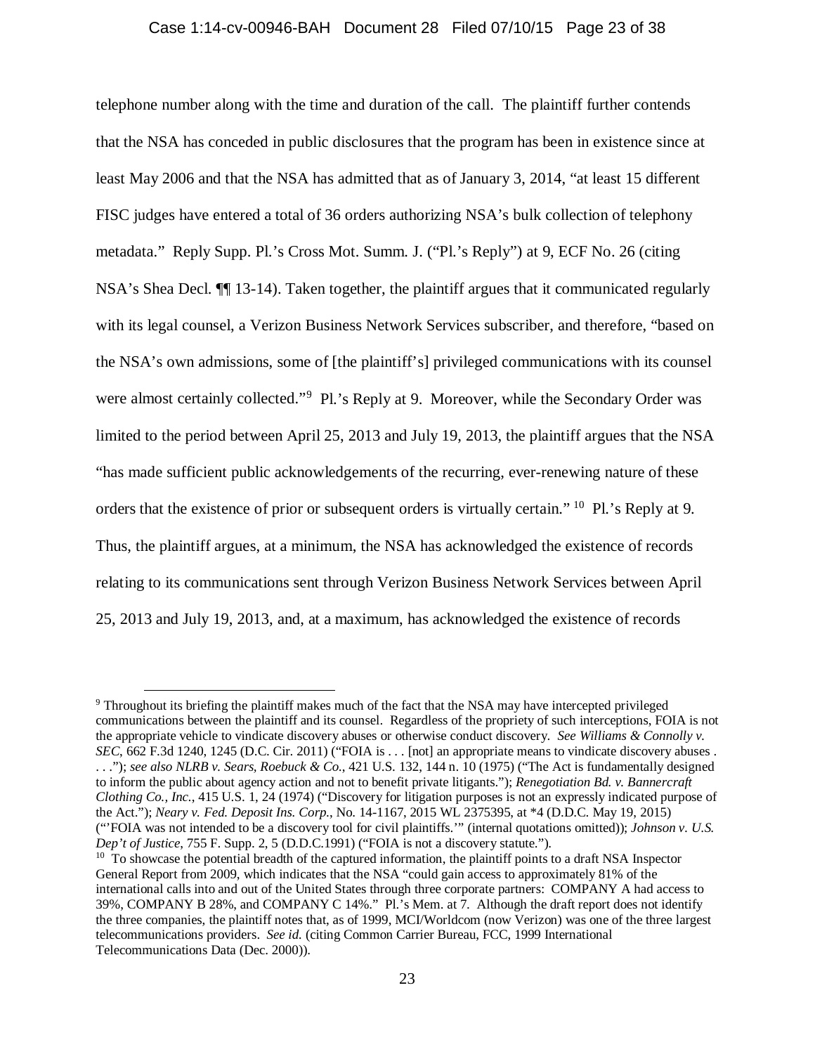telephone number along with the time and duration of the call. The plaintiff further contends that the NSA has conceded in public disclosures that the program has been in existence since at least May 2006 and that the NSA has admitted that as of January 3, 2014, "at least 15 different FISC judges have entered a total of 36 orders authorizing NSA's bulk collection of telephony metadata." Reply Supp. Pl.'s Cross Mot. Summ. J. ("Pl.'s Reply") at 9, ECF No. 26 (citing NSA's Shea Decl. ¶¶ 13-14). Taken together, the plaintiff argues that it communicated regularly with its legal counsel, a Verizon Business Network Services subscriber, and therefore, "based on the NSA's own admissions, some of [the plaintiff's] privileged communications with its counsel were almost certainly collected."[9] Pl.'s Reply at 9. Moreover, while the Secondary Order was limited to the period between April 25, 2013 and July 19, 2013, the plaintiff argues that the NSA "has made sufficient public acknowledgements of the recurring, ever-renewing nature of these orders that the existence of prior or subsequent orders is virtually certain."[10] Pl.'s Reply at 9. Thus, the plaintiff argues, at a minimum, the NSA has acknowledged the existence of records relating to its communications sent through Verizon Business Network Services between April 25, 2013 and July 19, 2013, and, at a maximum, has acknowledged the existence of records

---

[9] Throughout its briefing the plaintiff makes much of the fact that the NSA may have intercepted privileged communications between the plaintiff and its counsel. Regardless of the propriety of such interceptions, FOIA is not the appropriate vehicle to vindicate discovery abuses or otherwise conduct discovery. *See Williams & Connolly v. SEC*, 662 F.3d 1240, 1245 (D.C. Cir. 2011) ("FOIA is . . . [not] an appropriate means to vindicate discovery abuses . . . ."); *see also NLRB v. Sears, Roebuck & Co.*, 421 U.S. 132, 144 n. 10 (1975) ("The Act is fundamentally designed to inform the public about agency action and not to benefit private litigants."); *Renegotiation Bd. v. Bannercraft Clothing Co., Inc.*, 415 U.S. 1, 24 (1974) ("Discovery for litigation purposes is not an expressly indicated purpose of the Act."); *Neary v. Fed. Deposit Ins. Corp.*, No. 14-1167, 2015 WL 2375395, at *4 (D.D.C. May 19, 2015) ("'FOIA was not intended to be a discovery tool for civil plaintiffs.'" (internal quotations omitted)); *Johnson v. U.S. Dep't of Justice*, 755 F. Supp. 2, 5 (D.D.C.1991) ("FOIA is not a discovery statute.").

[10] To showcase the potential breadth of the captured information, the plaintiff points to a draft NSA Inspector General Report from 2009, which indicates that the NSA "could gain access to approximately 81% of the international calls into and out of the United States through three corporate partners: COMPANY A had access to 39%, COMPANY B 28%, and COMPANY C 14%." Pl.'s Mem. at 7. Although the draft report does not identify the three companies, the plaintiff notes that, as of 1999, MCI/Worldcom (now Verizon) was one of the three largest telecommunications providers. *See id.* (citing Common Carrier Bureau, FCC, 1999 International Telecommunications Data (Dec. 2000)).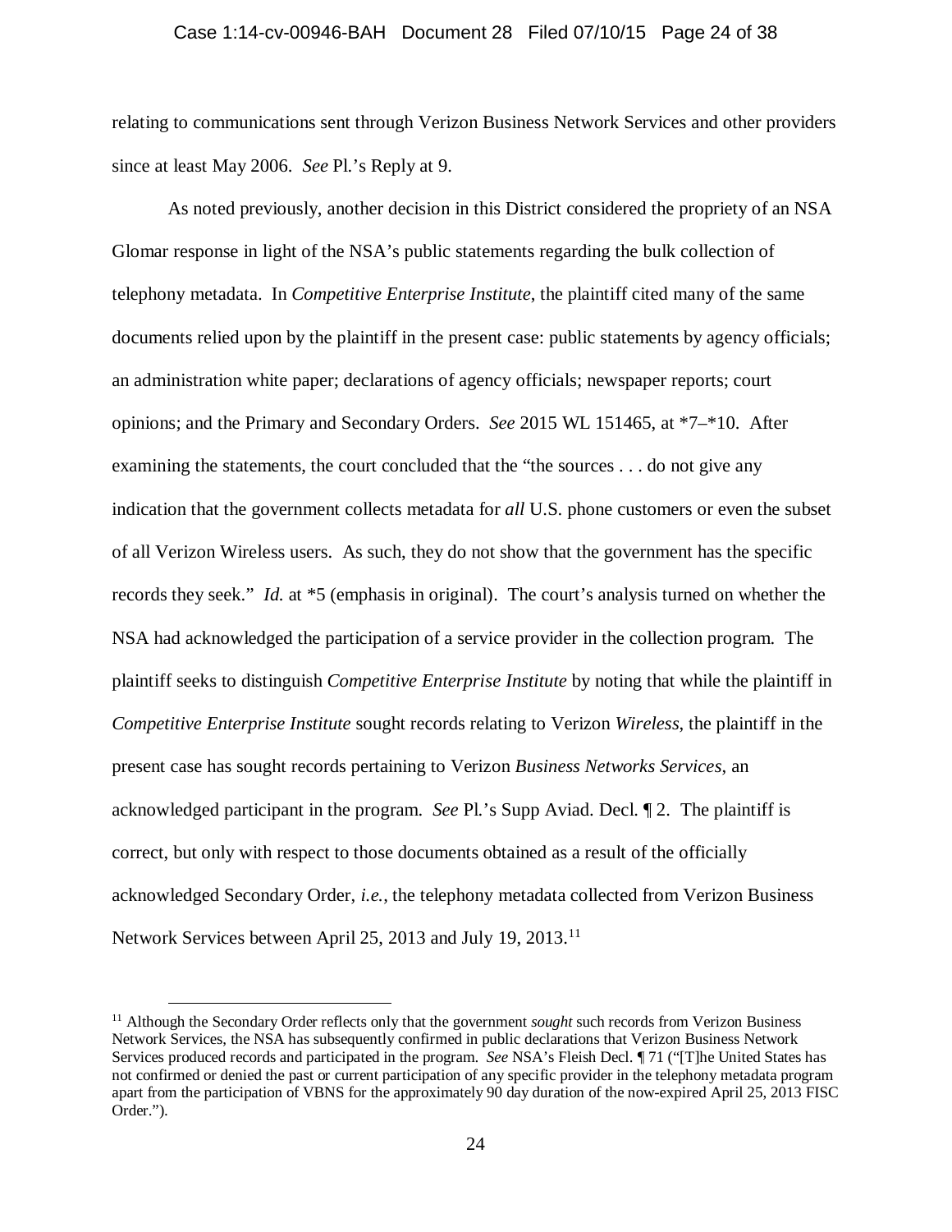relating to communications sent through Verizon Business Network Services and other providers since at least May 2006. *See* Pl.'s Reply at 9.

As noted previously, another decision in this District considered the propriety of an NSA Glomar response in light of the NSA's public statements regarding the bulk collection of telephony metadata. In *Competitive Enterprise Institute*, the plaintiff cited many of the same documents relied upon by the plaintiff in the present case: public statements by agency officials; an administration white paper; declarations of agency officials; newspaper reports; court opinions; and the Primary and Secondary Orders. *See* 2015 WL 151465, at *7–*10. After examining the statements, the court concluded that the "the sources . . . do not give any indication that the government collects metadata for *all* U.S. phone customers or even the subset of all Verizon Wireless users. As such, they do not show that the government has the specific records they seek." *Id.* at *5 (emphasis in original). The court's analysis turned on whether the NSA had acknowledged the participation of a service provider in the collection program. The plaintiff seeks to distinguish *Competitive Enterprise Institute* by noting that while the plaintiff in *Competitive Enterprise Institute* sought records relating to Verizon *Wireless*, the plaintiff in the present case has sought records pertaining to Verizon *Business Networks Services*, an acknowledged participant in the program. *See* Pl.'s Supp Aviad. Decl. ¶ 2. The plaintiff is correct, but only with respect to those documents obtained as a result of the officially acknowledged Secondary Order, *i.e.*, the telephony metadata collected from Verizon Business Network Services between April 25, 2013 and July 19, 2013.[11]

[11] Although the Secondary Order reflects only that the government *sought* such records from Verizon Business Network Services, the NSA has subsequently confirmed in public declarations that Verizon Business Network Services produced records and participated in the program. *See* NSA's Fleish Decl. ¶ 71 ("[T]he United States has not confirmed or denied the past or current participation of any specific provider in the telephony metadata program apart from the participation of VBNS for the approximately 90 day duration of the now-expired April 25, 2013 FISC Order.").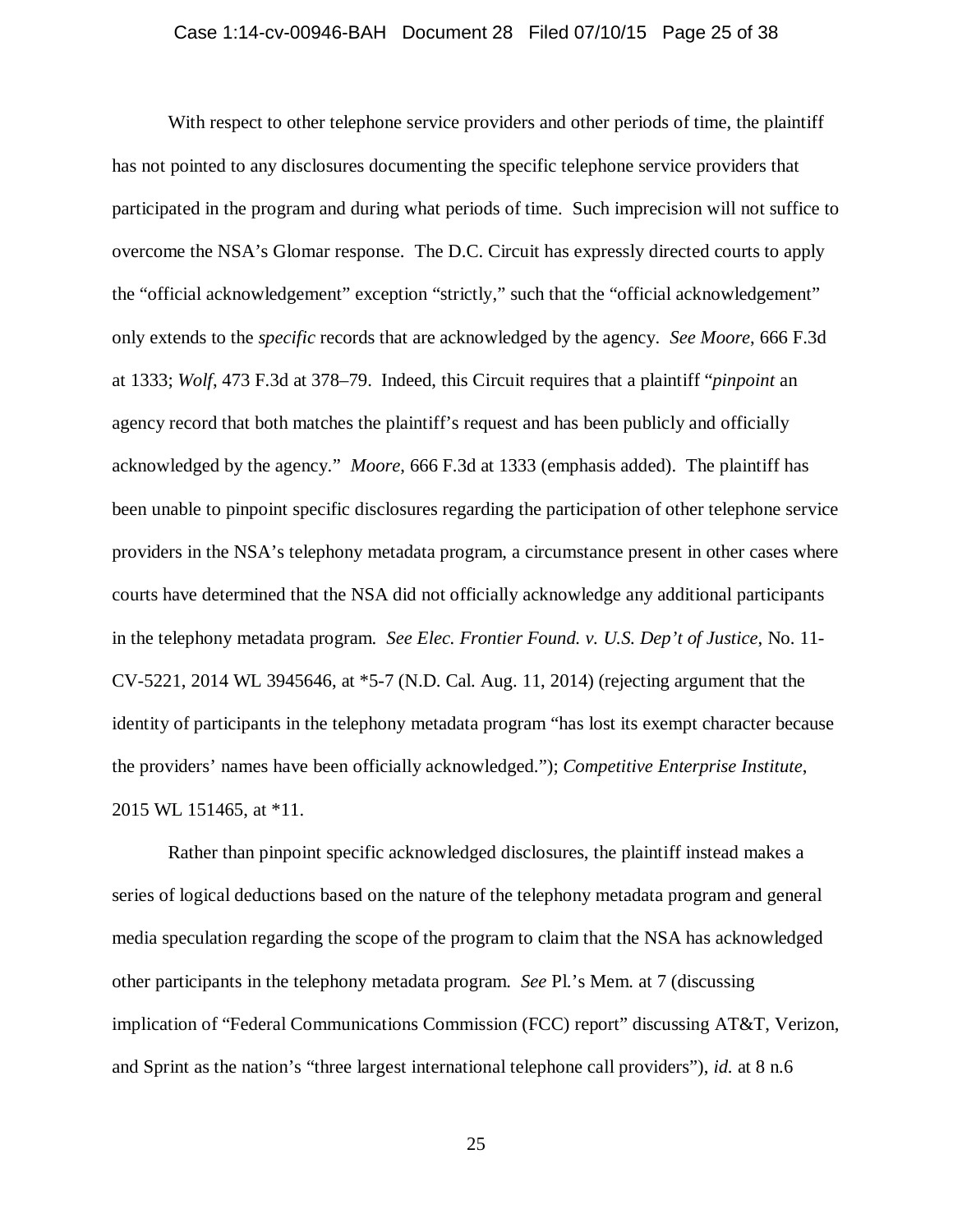With respect to other telephone service providers and other periods of time, the plaintiff has not pointed to any disclosures documenting the specific telephone service providers that participated in the program and during what periods of time. Such imprecision will not suffice to overcome the NSA's Glomar response. The D.C. Circuit has expressly directed courts to apply the "official acknowledgement" exception "strictly," such that the "official acknowledgement" only extends to the *specific* records that are acknowledged by the agency. *See Moore*, 666 F.3d at 1333; *Wolf*, 473 F.3d at 378–79. Indeed, this Circuit requires that a plaintiff "*pinpoint* an agency record that both matches the plaintiff's request and has been publicly and officially acknowledged by the agency." *Moore*, 666 F.3d at 1333 (emphasis added). The plaintiff has been unable to pinpoint specific disclosures regarding the participation of other telephone service providers in the NSA's telephony metadata program, a circumstance present in other cases where courts have determined that the NSA did not officially acknowledge any additional participants in the telephony metadata program. *See Elec. Frontier Found. v. U.S. Dep't of Justice*, No. 11-CV-5221, 2014 WL 3945646, at *5-7 (N.D. Cal. Aug. 11, 2014) (rejecting argument that the identity of participants in the telephony metadata program "has lost its exempt character because the providers' names have been officially acknowledged."); *Competitive Enterprise Institute*, 2015 WL 151465, at *11.

Rather than pinpoint specific acknowledged disclosures, the plaintiff instead makes a series of logical deductions based on the nature of the telephony metadata program and general media speculation regarding the scope of the program to claim that the NSA has acknowledged other participants in the telephony metadata program. *See* Pl.'s Mem. at 7 (discussing implication of "Federal Communications Commission (FCC) report" discussing AT&T, Verizon, and Sprint as the nation's "three largest international telephone call providers"), *id.* at 8 n.6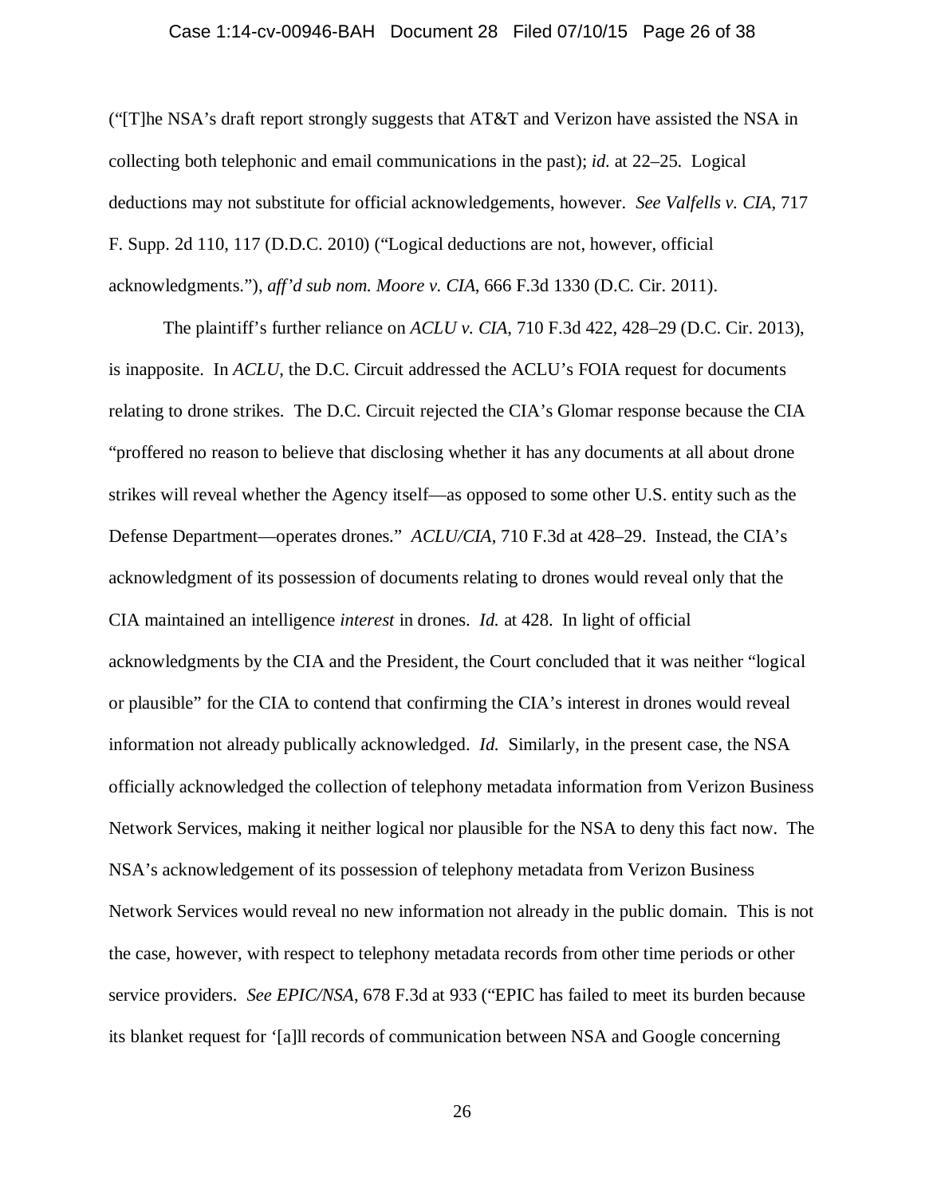("[T]he NSA's draft report strongly suggests that AT&T and Verizon have assisted the NSA in collecting both telephonic and email communications in the past); *id.* at 22–25. Logical deductions may not substitute for official acknowledgements, however. *See Valfells v. CIA*, 717 F. Supp. 2d 110, 117 (D.D.C. 2010) ("Logical deductions are not, however, official acknowledgments."), *aff'd sub nom. Moore v. CIA*, 666 F.3d 1330 (D.C. Cir. 2011).

The plaintiff's further reliance on *ACLU v. CIA*, 710 F.3d 422, 428–29 (D.C. Cir. 2013), is inapposite. In *ACLU*, the D.C. Circuit addressed the ACLU's FOIA request for documents relating to drone strikes. The D.C. Circuit rejected the CIA's Glomar response because the CIA "proffered no reason to believe that disclosing whether it has any documents at all about drone strikes will reveal whether the Agency itself—as opposed to some other U.S. entity such as the Defense Department—operates drones." *ACLU/CIA*, 710 F.3d at 428–29. Instead, the CIA's acknowledgment of its possession of documents relating to drones would reveal only that the CIA maintained an intelligence *interest* in drones. *Id.* at 428. In light of official acknowledgments by the CIA and the President, the Court concluded that it was neither "logical or plausible" for the CIA to contend that confirming the CIA's interest in drones would reveal information not already publically acknowledged. *Id.* Similarly, in the present case, the NSA officially acknowledged the collection of telephony metadata information from Verizon Business Network Services, making it neither logical nor plausible for the NSA to deny this fact now. The NSA's acknowledgement of its possession of telephony metadata from Verizon Business Network Services would reveal no new information not already in the public domain. This is not the case, however, with respect to telephony metadata records from other time periods or other service providers. *See EPIC/NSA*, 678 F.3d at 933 ("EPIC has failed to meet its burden because its blanket request for '[a]ll records of communication between NSA and Google concerning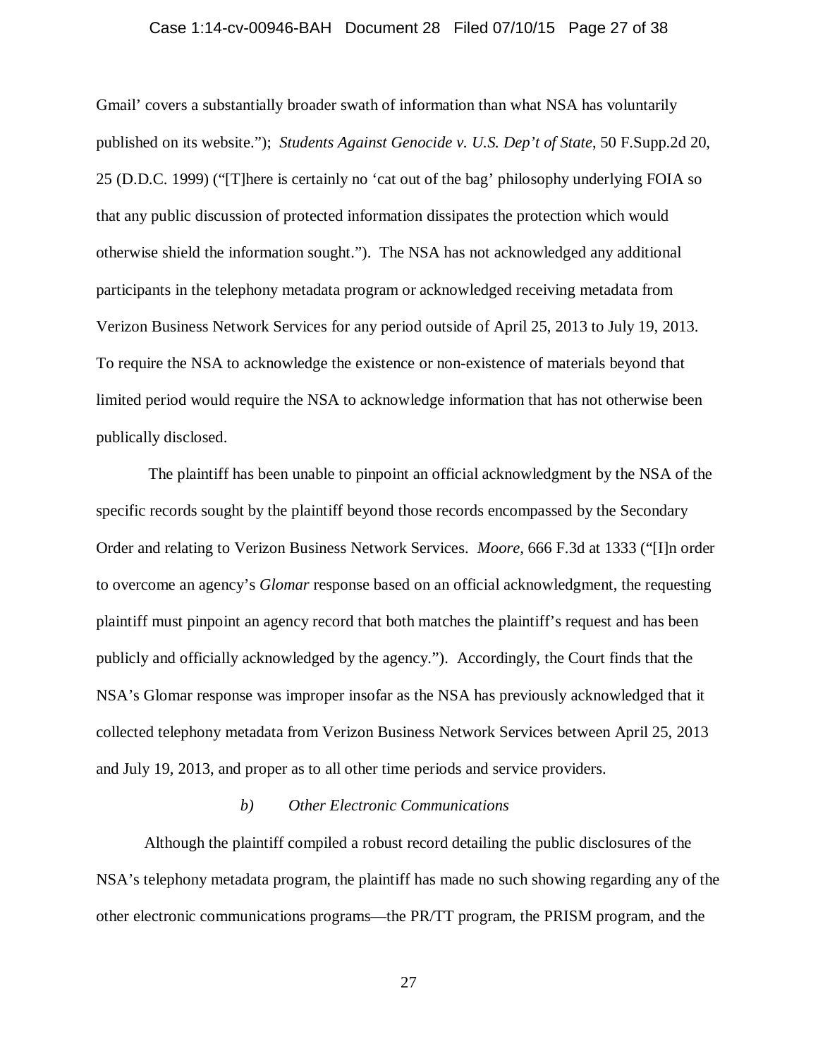Gmail' covers a substantially broader swath of information than what NSA has voluntarily published on its website."); *Students Against Genocide v. U.S. Dep't of State*, 50 F.Supp.2d 20, 25 (D.D.C. 1999) ("[T]here is certainly no 'cat out of the bag' philosophy underlying FOIA so that any public discussion of protected information dissipates the protection which would otherwise shield the information sought."). The NSA has not acknowledged any additional participants in the telephony metadata program or acknowledged receiving metadata from Verizon Business Network Services for any period outside of April 25, 2013 to July 19, 2013. To require the NSA to acknowledge the existence or non-existence of materials beyond that limited period would require the NSA to acknowledge information that has not otherwise been publically disclosed.

The plaintiff has been unable to pinpoint an official acknowledgment by the NSA of the specific records sought by the plaintiff beyond those records encompassed by the Secondary Order and relating to Verizon Business Network Services. *Moore*, 666 F.3d at 1333 ("[I]n order to overcome an agency's *Glomar* response based on an official acknowledgment, the requesting plaintiff must pinpoint an agency record that both matches the plaintiff's request and has been publicly and officially acknowledged by the agency."). Accordingly, the Court finds that the NSA's Glomar response was improper insofar as the NSA has previously acknowledged that it collected telephony metadata from Verizon Business Network Services between April 25, 2013 and July 19, 2013, and proper as to all other time periods and service providers.

*b) Other Electronic Communications*

Although the plaintiff compiled a robust record detailing the public disclosures of the NSA's telephony metadata program, the plaintiff has made no such showing regarding any of the other electronic communications programs—the PR/TT program, the PRISM program, and the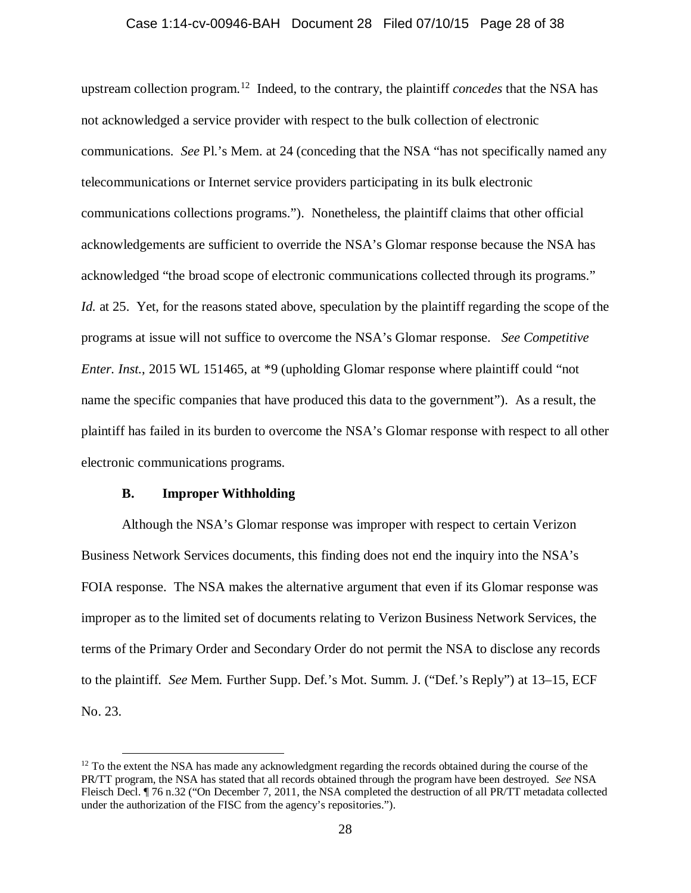upstream collection program.[12] Indeed, to the contrary, the plaintiff *concedes* that the NSA has not acknowledged a service provider with respect to the bulk collection of electronic communications. *See* Pl.'s Mem. at 24 (conceding that the NSA "has not specifically named any telecommunications or Internet service providers participating in its bulk electronic communications collections programs."). Nonetheless, the plaintiff claims that other official acknowledgements are sufficient to override the NSA's Glomar response because the NSA has acknowledged "the broad scope of electronic communications collected through its programs." *Id.* at 25. Yet, for the reasons stated above, speculation by the plaintiff regarding the scope of the programs at issue will not suffice to overcome the NSA's Glomar response. *See Competitive Enter. Inst.*, 2015 WL 151465, at *9 (upholding Glomar response where plaintiff could "not name the specific companies that have produced this data to the government"). As a result, the plaintiff has failed in its burden to overcome the NSA's Glomar response with respect to all other electronic communications programs.

### B. Improper Withholding

Although the NSA's Glomar response was improper with respect to certain Verizon Business Network Services documents, this finding does not end the inquiry into the NSA's FOIA response. The NSA makes the alternative argument that even if its Glomar response was improper as to the limited set of documents relating to Verizon Business Network Services, the terms of the Primary Order and Secondary Order do not permit the NSA to disclose any records to the plaintiff. *See* Mem. Further Supp. Def.'s Mot. Summ. J. ("Def.'s Reply") at 13–15, ECF No. 23.

---

[12] To the extent the NSA has made any acknowledgment regarding the records obtained during the course of the PR/TT program, the NSA has stated that all records obtained through the program have been destroyed. *See* NSA Fleisch Decl. ¶ 76 n.32 ("On December 7, 2011, the NSA completed the destruction of all PR/TT metadata collected under the authorization of the FISC from the agency's repositories.").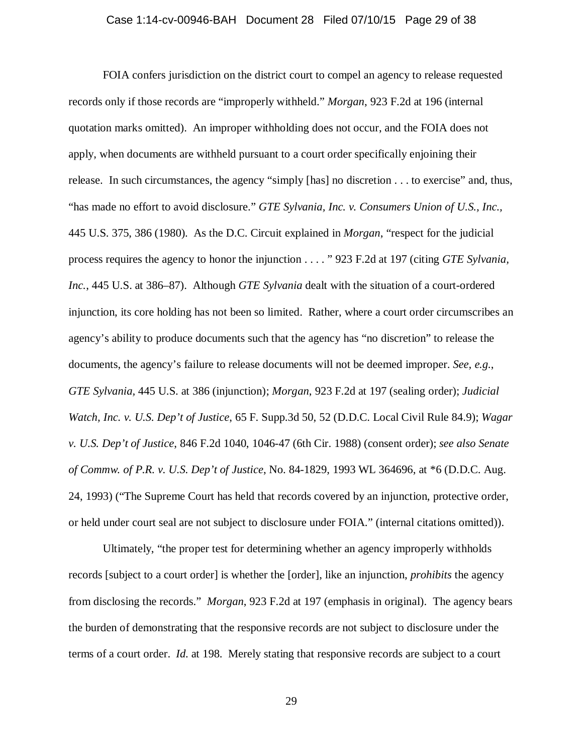FOIA confers jurisdiction on the district court to compel an agency to release requested records only if those records are "improperly withheld." *Morgan*, 923 F.2d at 196 (internal quotation marks omitted). An improper withholding does not occur, and the FOIA does not apply, when documents are withheld pursuant to a court order specifically enjoining their release. In such circumstances, the agency "simply [has] no discretion . . . to exercise" and, thus, "has made no effort to avoid disclosure." *GTE Sylvania, Inc. v. Consumers Union of U.S., Inc.*, 445 U.S. 375, 386 (1980). As the D.C. Circuit explained in *Morgan*, "respect for the judicial process requires the agency to honor the injunction . . . . " 923 F.2d at 197 (citing *GTE Sylvania, Inc.*, 445 U.S. at 386–87). Although *GTE Sylvania* dealt with the situation of a court-ordered injunction, its core holding has not been so limited. Rather, where a court order circumscribes an agency's ability to produce documents such that the agency has "no discretion" to release the documents, the agency's failure to release documents will not be deemed improper. *See, e.g.*, *GTE Sylvania*, 445 U.S. at 386 (injunction); *Morgan*, 923 F.2d at 197 (sealing order); *Judicial Watch, Inc. v. U.S. Dep't of Justice*, 65 F. Supp.3d 50, 52 (D.D.C. Local Civil Rule 84.9); *Wagar v. U.S. Dep't of Justice*, 846 F.2d 1040, 1046-47 (6th Cir. 1988) (consent order); *see also Senate of Commw. of P.R. v. U.S. Dep't of Justice*, No. 84-1829, 1993 WL 364696, at *6 (D.D.C. Aug. 24, 1993) ("The Supreme Court has held that records covered by an injunction, protective order, or held under court seal are not subject to disclosure under FOIA." (internal citations omitted)).

Ultimately, "the proper test for determining whether an agency improperly withholds records [subject to a court order] is whether the [order], like an injunction, *prohibits* the agency from disclosing the records." *Morgan*, 923 F.2d at 197 (emphasis in original). The agency bears the burden of demonstrating that the responsive records are not subject to disclosure under the terms of a court order. *Id.* at 198. Merely stating that responsive records are subject to a court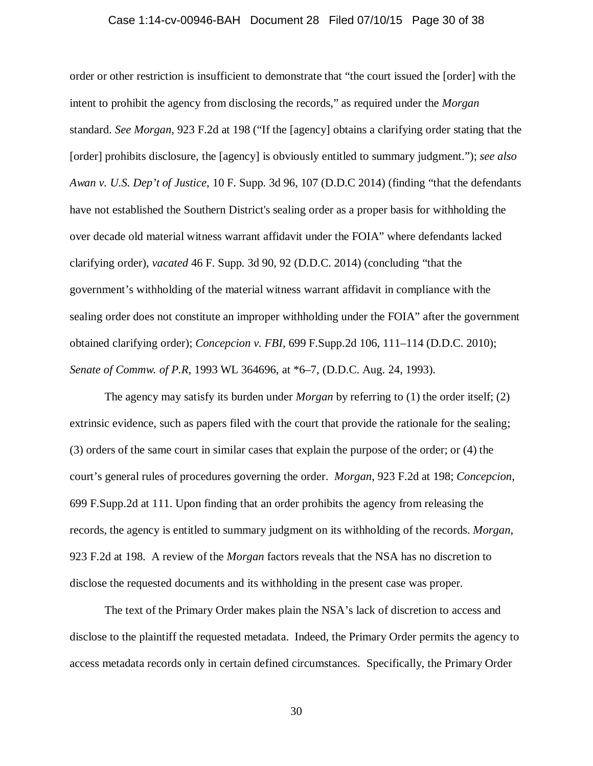order or other restriction is insufficient to demonstrate that "the court issued the [order] with the intent to prohibit the agency from disclosing the records," as required under the *Morgan* standard. *See Morgan*, 923 F.2d at 198 ("If the [agency] obtains a clarifying order stating that the [order] prohibits disclosure, the [agency] is obviously entitled to summary judgment."); *see also Awan v. U.S. Dep't of Justice*, 10 F. Supp. 3d 96, 107 (D.D.C 2014) (finding "that the defendants have not established the Southern District's sealing order as a proper basis for withholding the over decade old material witness warrant affidavit under the FOIA" where defendants lacked clarifying order), *vacated* 46 F. Supp. 3d 90, 92 (D.D.C. 2014) (concluding "that the government's withholding of the material witness warrant affidavit in compliance with the sealing order does not constitute an improper withholding under the FOIA" after the government obtained clarifying order); *Concepcion v. FBI*, 699 F.Supp.2d 106, 111–114 (D.D.C. 2010); *Senate of Commw. of P.R*, 1993 WL 364696, at *6–7, (D.D.C. Aug. 24, 1993).

The agency may satisfy its burden under *Morgan* by referring to (1) the order itself; (2) extrinsic evidence, such as papers filed with the court that provide the rationale for the sealing; (3) orders of the same court in similar cases that explain the purpose of the order; or (4) the court's general rules of procedures governing the order. *Morgan*, 923 F.2d at 198; *Concepcion*, 699 F.Supp.2d at 111. Upon finding that an order prohibits the agency from releasing the records, the agency is entitled to summary judgment on its withholding of the records. *Morgan*, 923 F.2d at 198. A review of the *Morgan* factors reveals that the NSA has no discretion to disclose the requested documents and its withholding in the present case was proper.

The text of the Primary Order makes plain the NSA's lack of discretion to access and disclose to the plaintiff the requested metadata. Indeed, the Primary Order permits the agency to access metadata records only in certain defined circumstances. Specifically, the Primary Order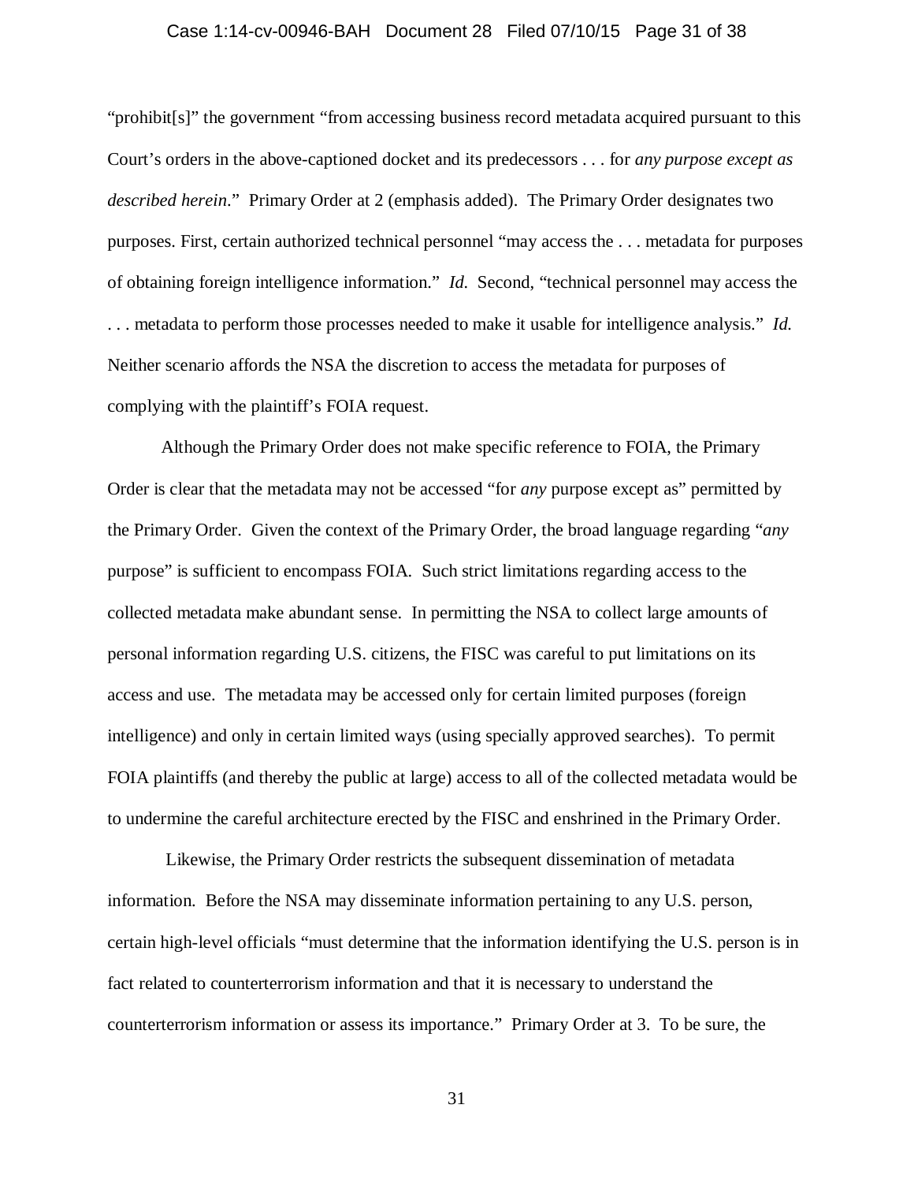"prohibit[s]" the government "from accessing business record metadata acquired pursuant to this Court's orders in the above-captioned docket and its predecessors . . . for *any purpose except as described herein*." Primary Order at 2 (emphasis added). The Primary Order designates two purposes. First, certain authorized technical personnel "may access the . . . metadata for purposes of obtaining foreign intelligence information." *Id.* Second, "technical personnel may access the . . . metadata to perform those processes needed to make it usable for intelligence analysis." *Id.* Neither scenario affords the NSA the discretion to access the metadata for purposes of complying with the plaintiff's FOIA request.

Although the Primary Order does not make specific reference to FOIA, the Primary Order is clear that the metadata may not be accessed "for *any* purpose except as" permitted by the Primary Order. Given the context of the Primary Order, the broad language regarding "*any* purpose" is sufficient to encompass FOIA. Such strict limitations regarding access to the collected metadata make abundant sense. In permitting the NSA to collect large amounts of personal information regarding U.S. citizens, the FISC was careful to put limitations on its access and use. The metadata may be accessed only for certain limited purposes (foreign intelligence) and only in certain limited ways (using specially approved searches). To permit FOIA plaintiffs (and thereby the public at large) access to all of the collected metadata would be to undermine the careful architecture erected by the FISC and enshrined in the Primary Order.

Likewise, the Primary Order restricts the subsequent dissemination of metadata information. Before the NSA may disseminate information pertaining to any U.S. person, certain high-level officials "must determine that the information identifying the U.S. person is in fact related to counterterrorism information and that it is necessary to understand the counterterrorism information or assess its importance." Primary Order at 3. To be sure, the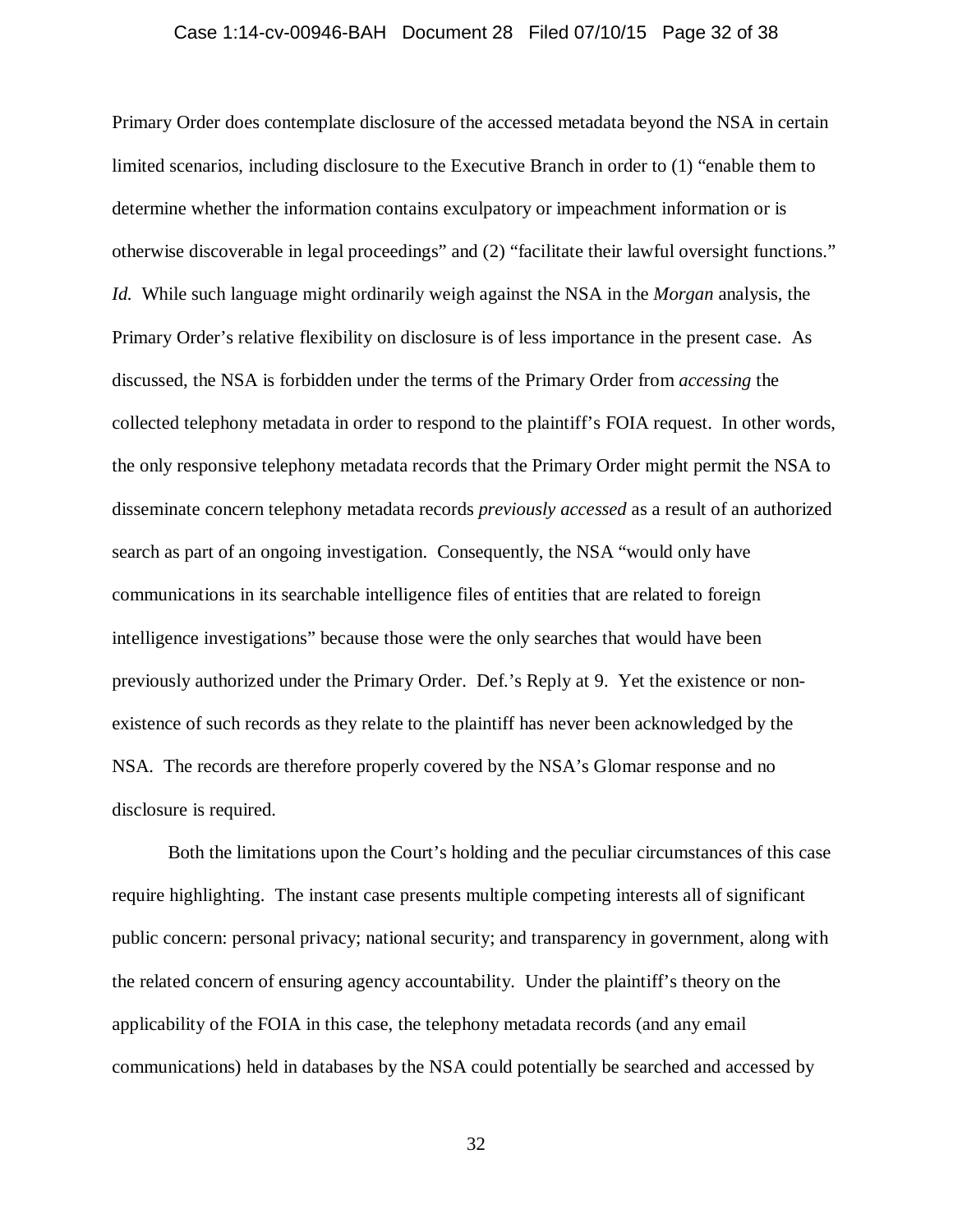Primary Order does contemplate disclosure of the accessed metadata beyond the NSA in certain limited scenarios, including disclosure to the Executive Branch in order to (1) "enable them to determine whether the information contains exculpatory or impeachment information or is otherwise discoverable in legal proceedings" and (2) "facilitate their lawful oversight functions." *Id.* While such language might ordinarily weigh against the NSA in the *Morgan* analysis, the Primary Order's relative flexibility on disclosure is of less importance in the present case. As discussed, the NSA is forbidden under the terms of the Primary Order from *accessing* the collected telephony metadata in order to respond to the plaintiff's FOIA request. In other words, the only responsive telephony metadata records that the Primary Order might permit the NSA to disseminate concern telephony metadata records *previously accessed* as a result of an authorized search as part of an ongoing investigation. Consequently, the NSA "would only have communications in its searchable intelligence files of entities that are related to foreign intelligence investigations" because those were the only searches that would have been previously authorized under the Primary Order. Def.'s Reply at 9. Yet the existence or non-existence of such records as they relate to the plaintiff has never been acknowledged by the NSA. The records are therefore properly covered by the NSA's Glomar response and no disclosure is required.

Both the limitations upon the Court's holding and the peculiar circumstances of this case require highlighting. The instant case presents multiple competing interests all of significant public concern: personal privacy; national security; and transparency in government, along with the related concern of ensuring agency accountability. Under the plaintiff's theory on the applicability of the FOIA in this case, the telephony metadata records (and any email communications) held in databases by the NSA could potentially be searched and accessed by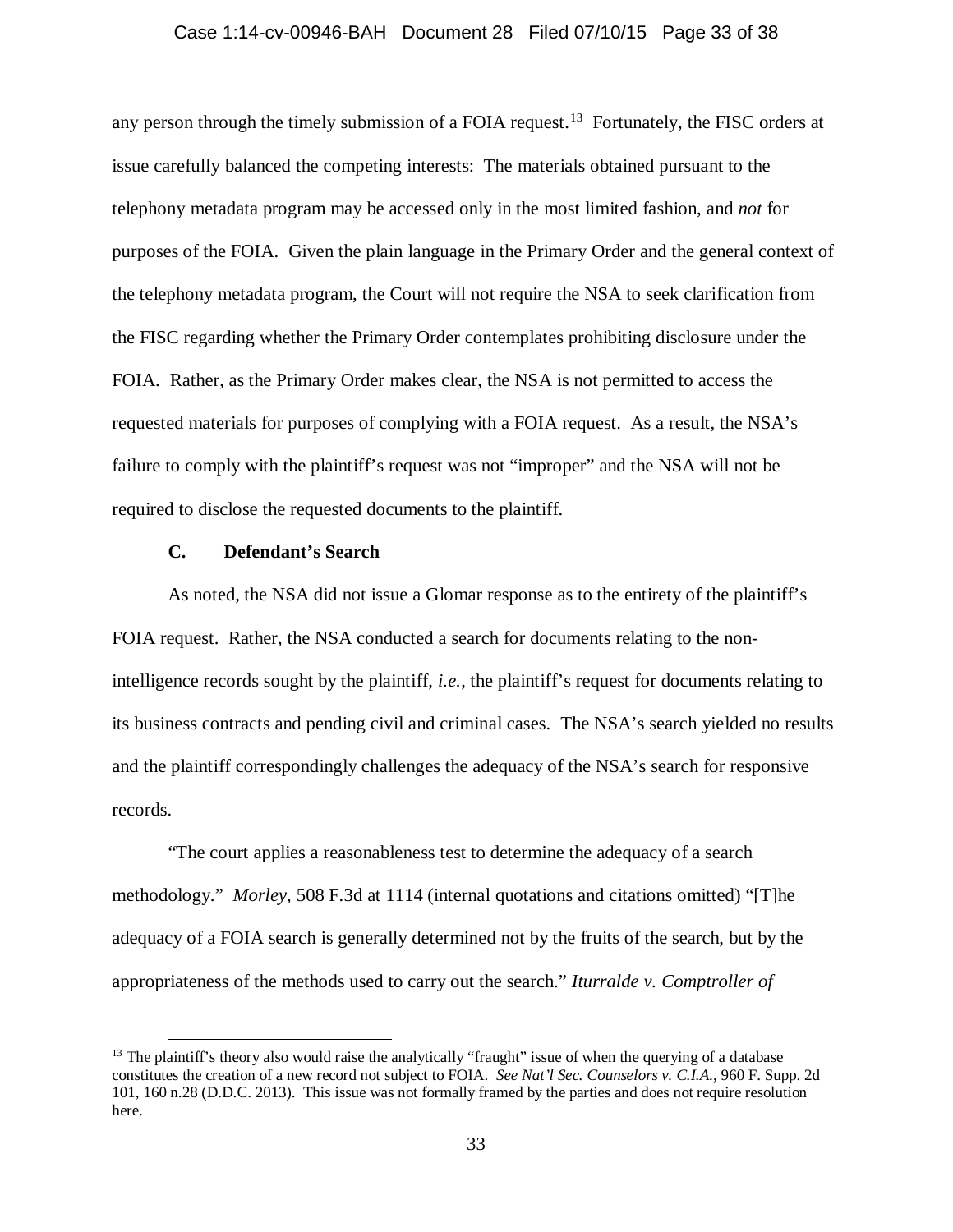any person through the timely submission of a FOIA request.[13] Fortunately, the FISC orders at issue carefully balanced the competing interests: The materials obtained pursuant to the telephony metadata program may be accessed only in the most limited fashion, and *not* for purposes of the FOIA. Given the plain language in the Primary Order and the general context of the telephony metadata program, the Court will not require the NSA to seek clarification from the FISC regarding whether the Primary Order contemplates prohibiting disclosure under the FOIA. Rather, as the Primary Order makes clear, the NSA is not permitted to access the requested materials for purposes of complying with a FOIA request. As a result, the NSA's failure to comply with the plaintiff's request was not "improper" and the NSA will not be required to disclose the requested documents to the plaintiff.

### C. Defendant's Search

As noted, the NSA did not issue a Glomar response as to the entirety of the plaintiff's FOIA request. Rather, the NSA conducted a search for documents relating to the non-intelligence records sought by the plaintiff, *i.e.*, the plaintiff's request for documents relating to its business contracts and pending civil and criminal cases. The NSA's search yielded no results and the plaintiff correspondingly challenges the adequacy of the NSA's search for responsive records.

"The court applies a reasonableness test to determine the adequacy of a search methodology." *Morley*, 508 F.3d at 1114 (internal quotations and citations omitted) "[T]he adequacy of a FOIA search is generally determined not by the fruits of the search, but by the appropriateness of the methods used to carry out the search." *Iturralde v. Comptroller of*

---

[13] The plaintiff's theory also would raise the analytically "fraught" issue of when the querying of a database constitutes the creation of a new record not subject to FOIA. *See Nat'l Sec. Counselors v. C.I.A.*, 960 F. Supp. 2d 101, 160 n.28 (D.D.C. 2013). This issue was not formally framed by the parties and does not require resolution here.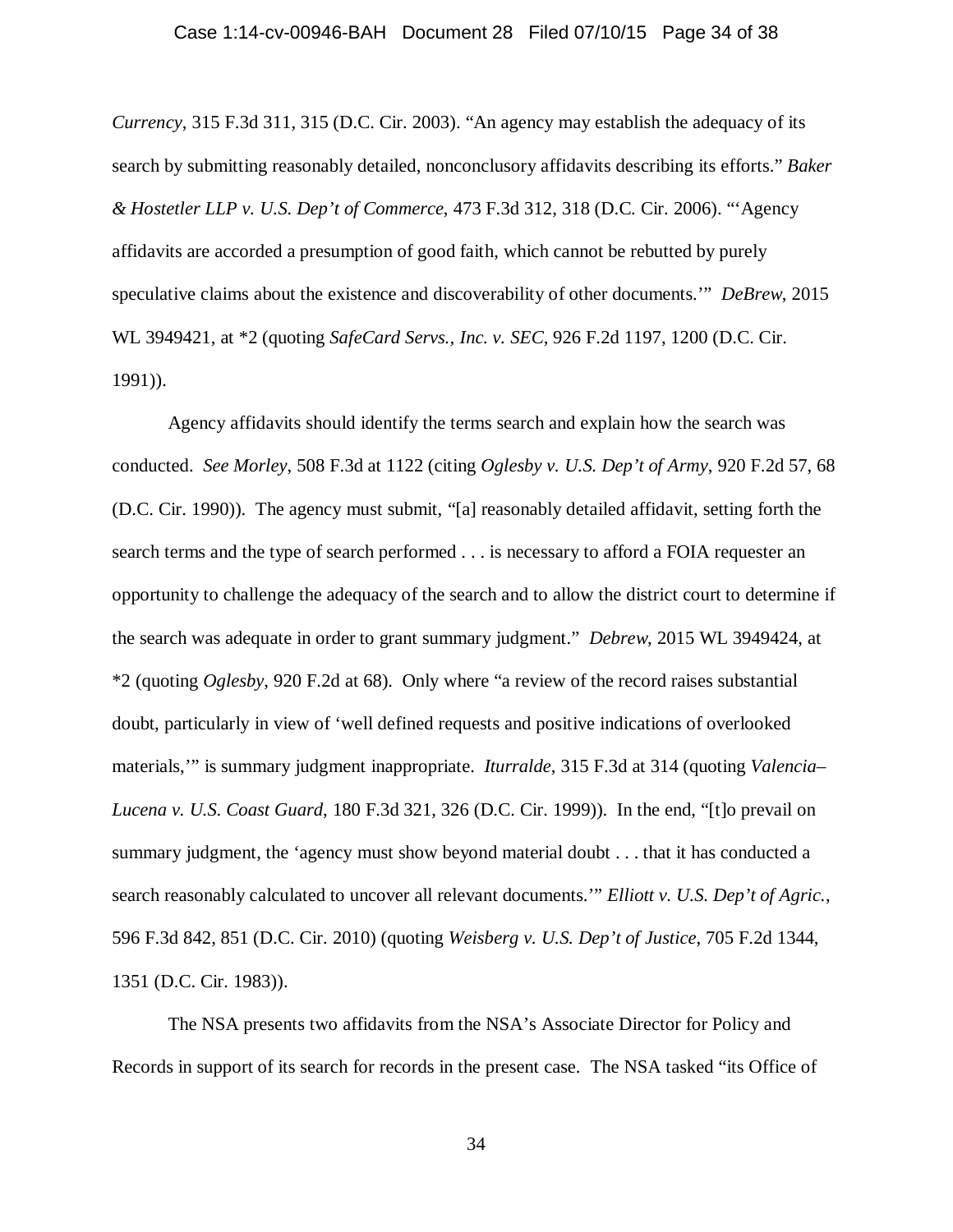*Currency*, 315 F.3d 311, 315 (D.C. Cir. 2003). "An agency may establish the adequacy of its search by submitting reasonably detailed, nonconclusory affidavits describing its efforts." *Baker & Hostetler LLP v. U.S. Dep't of Commerce*, 473 F.3d 312, 318 (D.C. Cir. 2006). "'Agency affidavits are accorded a presumption of good faith, which cannot be rebutted by purely speculative claims about the existence and discoverability of other documents.'" *DeBrew*, 2015 WL 3949421, at *2 (quoting *SafeCard Servs., Inc. v. SEC*, 926 F.2d 1197, 1200 (D.C. Cir. 1991)).

Agency affidavits should identify the terms search and explain how the search was conducted. *See Morley*, 508 F.3d at 1122 (citing *Oglesby v. U.S. Dep't of Army*, 920 F.2d 57, 68 (D.C. Cir. 1990)). The agency must submit, "[a] reasonably detailed affidavit, setting forth the search terms and the type of search performed . . . is necessary to afford a FOIA requester an opportunity to challenge the adequacy of the search and to allow the district court to determine if the search was adequate in order to grant summary judgment." *Debrew*, 2015 WL 3949424, at *2 (quoting *Oglesby*, 920 F.2d at 68). Only where "a review of the record raises substantial doubt, particularly in view of 'well defined requests and positive indications of overlooked materials,'" is summary judgment inappropriate. *Iturralde*, 315 F.3d at 314 (quoting *Valencia–Lucena v. U.S. Coast Guard*, 180 F.3d 321, 326 (D.C. Cir. 1999)). In the end, "[t]o prevail on summary judgment, the 'agency must show beyond material doubt . . . that it has conducted a search reasonably calculated to uncover all relevant documents.'" *Elliott v. U.S. Dep't of Agric.*, 596 F.3d 842, 851 (D.C. Cir. 2010) (quoting *Weisberg v. U.S. Dep't of Justice*, 705 F.2d 1344, 1351 (D.C. Cir. 1983)).

The NSA presents two affidavits from the NSA's Associate Director for Policy and Records in support of its search for records in the present case. The NSA tasked "its Office of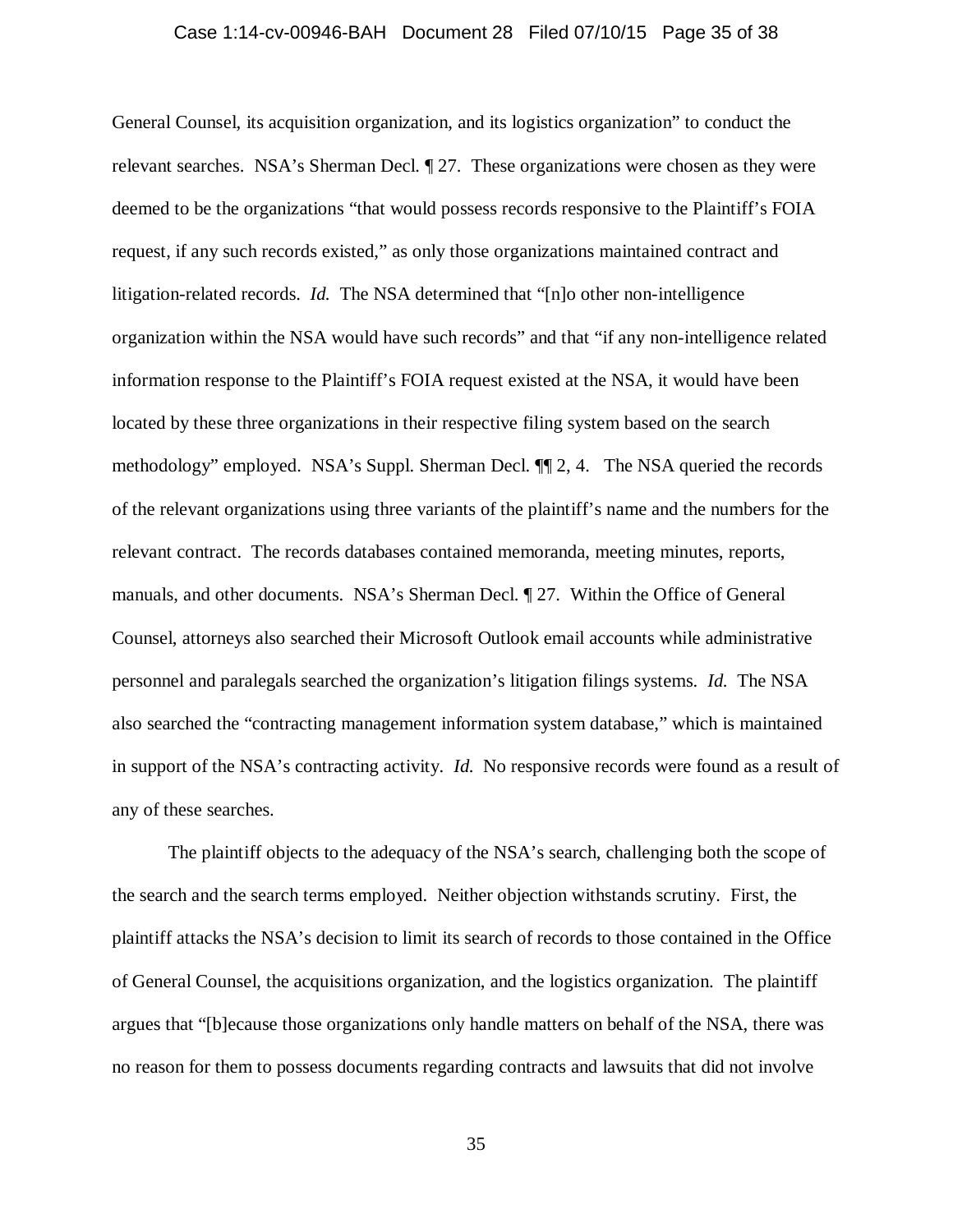General Counsel, its acquisition organization, and its logistics organization" to conduct the relevant searches. NSA's Sherman Decl. ¶ 27. These organizations were chosen as they were deemed to be the organizations "that would possess records responsive to the Plaintiff's FOIA request, if any such records existed," as only those organizations maintained contract and litigation-related records. *Id.* The NSA determined that "[n]o other non-intelligence organization within the NSA would have such records" and that "if any non-intelligence related information response to the Plaintiff's FOIA request existed at the NSA, it would have been located by these three organizations in their respective filing system based on the search methodology" employed. NSA's Suppl. Sherman Decl. ¶¶ 2, 4. The NSA queried the records of the relevant organizations using three variants of the plaintiff's name and the numbers for the relevant contract. The records databases contained memoranda, meeting minutes, reports, manuals, and other documents. NSA's Sherman Decl. ¶ 27. Within the Office of General Counsel, attorneys also searched their Microsoft Outlook email accounts while administrative personnel and paralegals searched the organization's litigation filings systems. *Id.* The NSA also searched the "contracting management information system database," which is maintained in support of the NSA's contracting activity. *Id.* No responsive records were found as a result of any of these searches.

The plaintiff objects to the adequacy of the NSA's search, challenging both the scope of the search and the search terms employed. Neither objection withstands scrutiny. First, the plaintiff attacks the NSA's decision to limit its search of records to those contained in the Office of General Counsel, the acquisitions organization, and the logistics organization. The plaintiff argues that "[b]ecause those organizations only handle matters on behalf of the NSA, there was no reason for them to possess documents regarding contracts and lawsuits that did not involve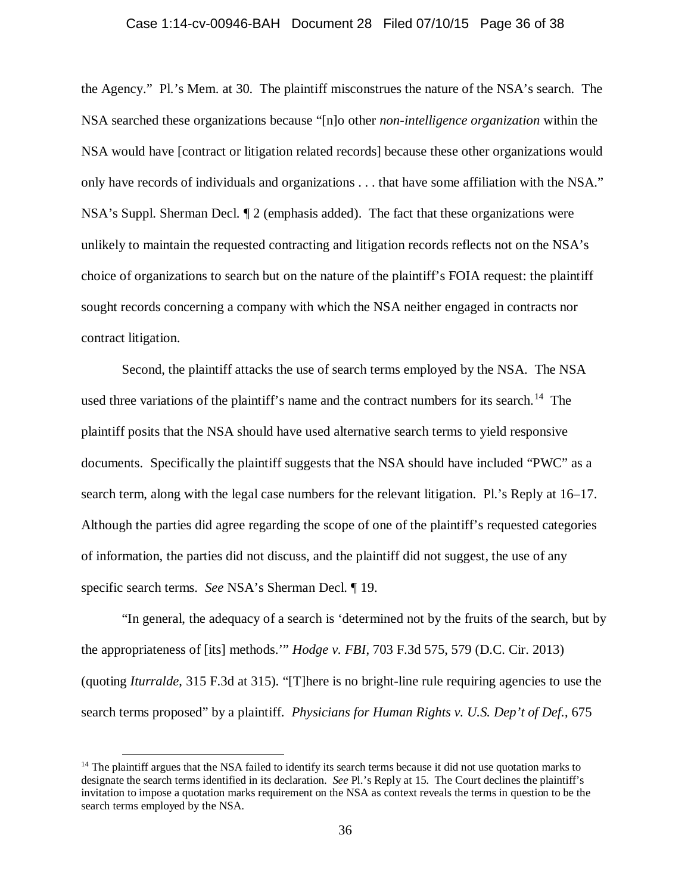the Agency." Pl.'s Mem. at 30. The plaintiff misconstrues the nature of the NSA's search. The NSA searched these organizations because "[n]o other *non-intelligence organization* within the NSA would have [contract or litigation related records] because these other organizations would only have records of individuals and organizations . . . that have some affiliation with the NSA." NSA's Suppl. Sherman Decl. ¶ 2 (emphasis added). The fact that these organizations were unlikely to maintain the requested contracting and litigation records reflects not on the NSA's choice of organizations to search but on the nature of the plaintiff's FOIA request: the plaintiff sought records concerning a company with which the NSA neither engaged in contracts nor contract litigation.

Second, the plaintiff attacks the use of search terms employed by the NSA. The NSA used three variations of the plaintiff's name and the contract numbers for its search.[14] The plaintiff posits that the NSA should have used alternative search terms to yield responsive documents. Specifically the plaintiff suggests that the NSA should have included "PWC" as a search term, along with the legal case numbers for the relevant litigation. Pl.'s Reply at 16–17. Although the parties did agree regarding the scope of one of the plaintiff's requested categories of information, the parties did not discuss, and the plaintiff did not suggest, the use of any specific search terms. *See* NSA's Sherman Decl. ¶ 19.

"In general, the adequacy of a search is 'determined not by the fruits of the search, but by the appropriateness of [its] methods.'" *Hodge v. FBI*, 703 F.3d 575, 579 (D.C. Cir. 2013) (quoting *Iturralde*, 315 F.3d at 315). "[T]here is no bright-line rule requiring agencies to use the search terms proposed" by a plaintiff. *Physicians for Human Rights v. U.S. Dep't of Def.*, 675

---

[14] The plaintiff argues that the NSA failed to identify its search terms because it did not use quotation marks to designate the search terms identified in its declaration. *See* Pl.'s Reply at 15. The Court declines the plaintiff's invitation to impose a quotation marks requirement on the NSA as context reveals the terms in question to be the search terms employed by the NSA.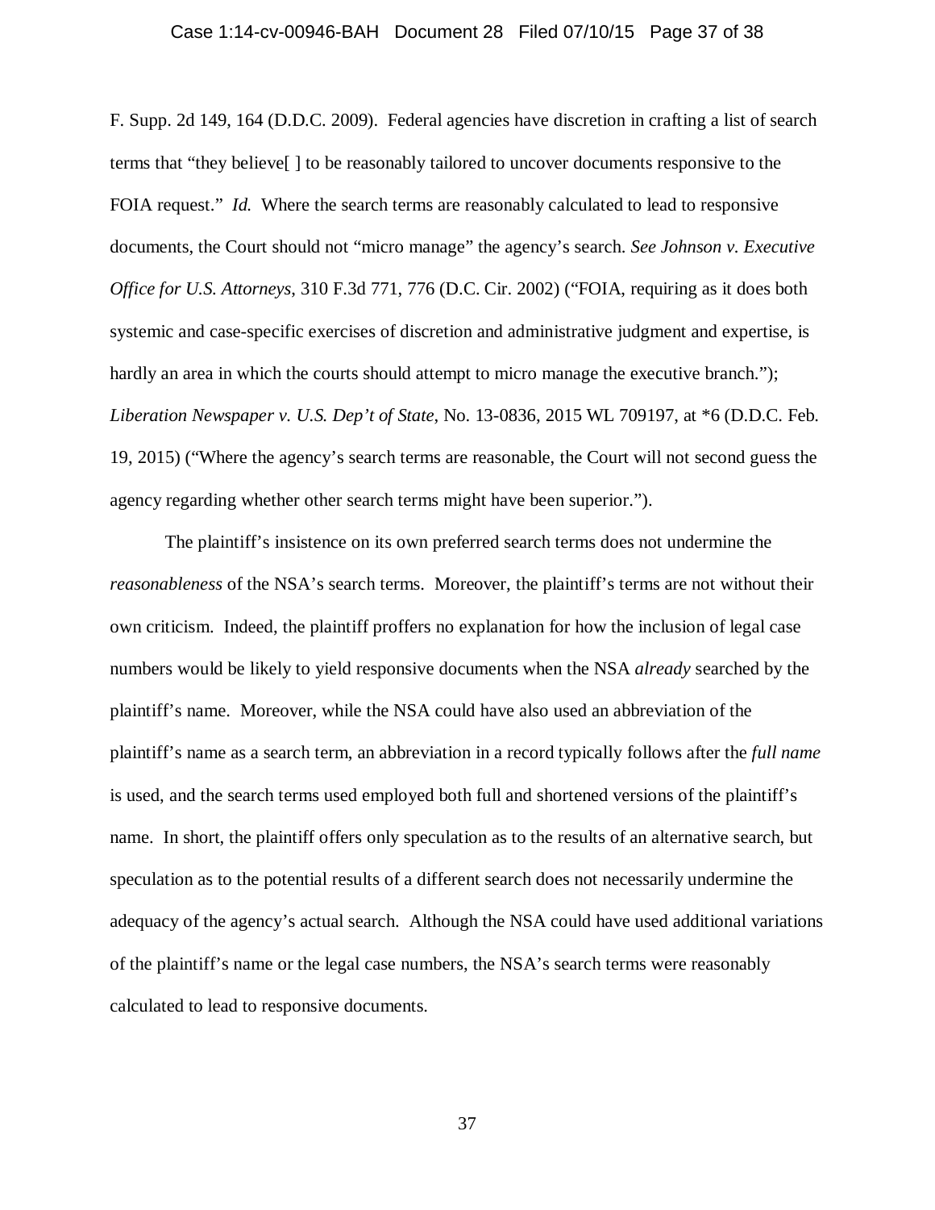F. Supp. 2d 149, 164 (D.D.C. 2009). Federal agencies have discretion in crafting a list of search terms that "they believe[ ] to be reasonably tailored to uncover documents responsive to the FOIA request." *Id.* Where the search terms are reasonably calculated to lead to responsive documents, the Court should not "micro manage" the agency's search. *See Johnson v. Executive Office for U.S. Attorneys*, 310 F.3d 771, 776 (D.C. Cir. 2002) ("FOIA, requiring as it does both systemic and case-specific exercises of discretion and administrative judgment and expertise, is hardly an area in which the courts should attempt to micro manage the executive branch."); *Liberation Newspaper v. U.S. Dep't of State*, No. 13-0836, 2015 WL 709197, at *6 (D.D.C. Feb. 19, 2015) ("Where the agency's search terms are reasonable, the Court will not second guess the agency regarding whether other search terms might have been superior.").

The plaintiff's insistence on its own preferred search terms does not undermine the *reasonableness* of the NSA's search terms. Moreover, the plaintiff's terms are not without their own criticism. Indeed, the plaintiff proffers no explanation for how the inclusion of legal case numbers would be likely to yield responsive documents when the NSA *already* searched by the plaintiff's name. Moreover, while the NSA could have also used an abbreviation of the plaintiff's name as a search term, an abbreviation in a record typically follows after the *full name* is used, and the search terms used employed both full and shortened versions of the plaintiff's name. In short, the plaintiff offers only speculation as to the results of an alternative search, but speculation as to the potential results of a different search does not necessarily undermine the adequacy of the agency's actual search. Although the NSA could have used additional variations of the plaintiff's name or the legal case numbers, the NSA's search terms were reasonably calculated to lead to responsive documents.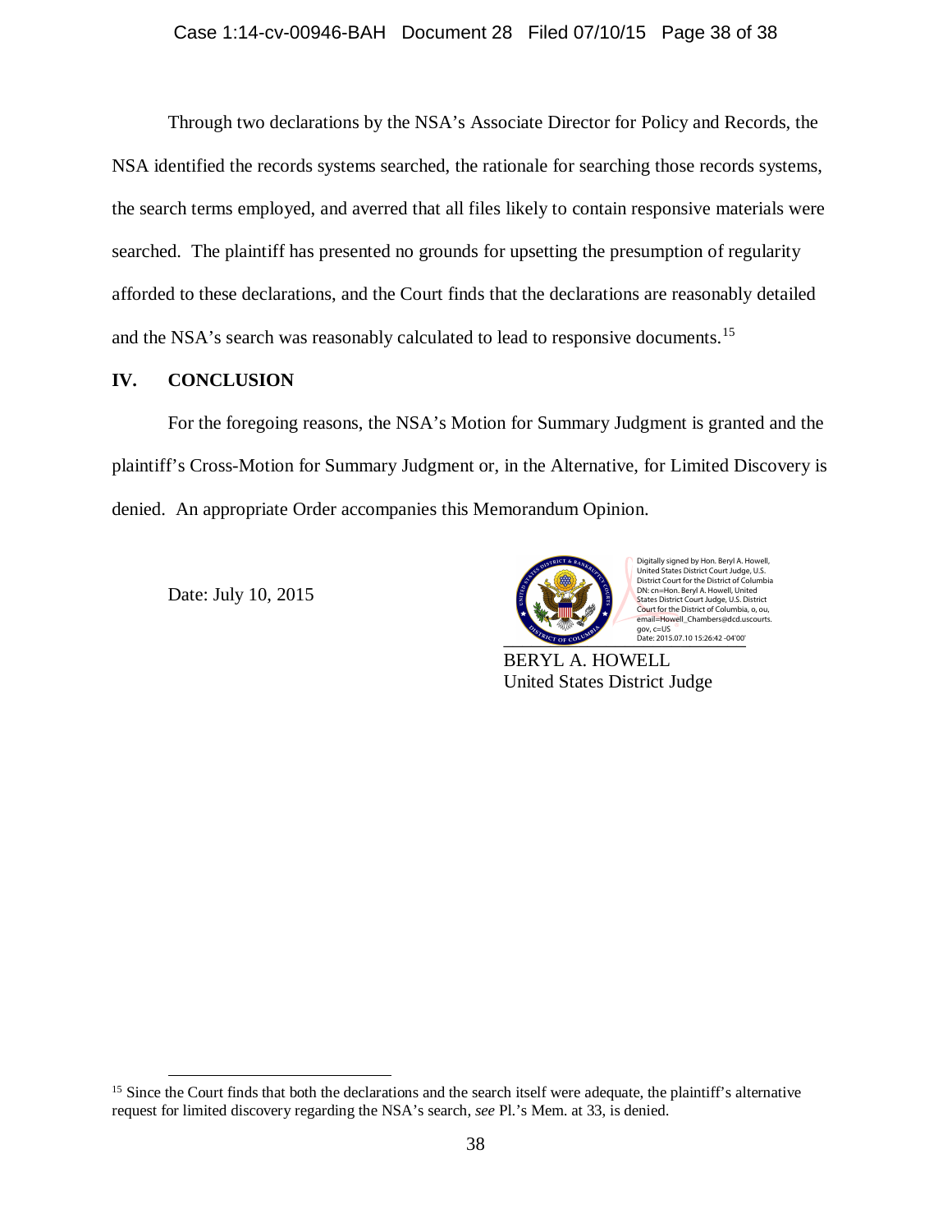Through two declarations by the NSA's Associate Director for Policy and Records, the NSA identified the records systems searched, the rationale for searching those records systems, the search terms employed, and averred that all files likely to contain responsive materials were searched. The plaintiff has presented no grounds for upsetting the presumption of regularity afforded to these declarations, and the Court finds that the declarations are reasonably detailed and the NSA's search was reasonably calculated to lead to responsive documents.[15]

## IV. CONCLUSION

For the foregoing reasons, the NSA's Motion for Summary Judgment is granted and the plaintiff's Cross-Motion for Summary Judgment or, in the Alternative, for Limited Discovery is denied. An appropriate Order accompanies this Memorandum Opinion.

Date: July 10, 2015

Digitally signed by Hon. Beryl A. Howell, United States District Court Judge, U.S. District Court for the District of Columbia
DN: cn=Hon. Beryl A. Howell, United States District Court Judge, U.S. District Court for the District of Columbia, o, ou, email=Howell_Chambers@dcd.uscourts.gov, c=US
Date: 2015.07.10 15:26:42 -04'00'

BERYL A. HOWELL
United States District Judge

---

[15] Since the Court finds that both the declarations and the search itself were adequate, the plaintiff's alternative request for limited discovery regarding the NSA's search, *see* Pl.'s Mem. at 33, is denied.